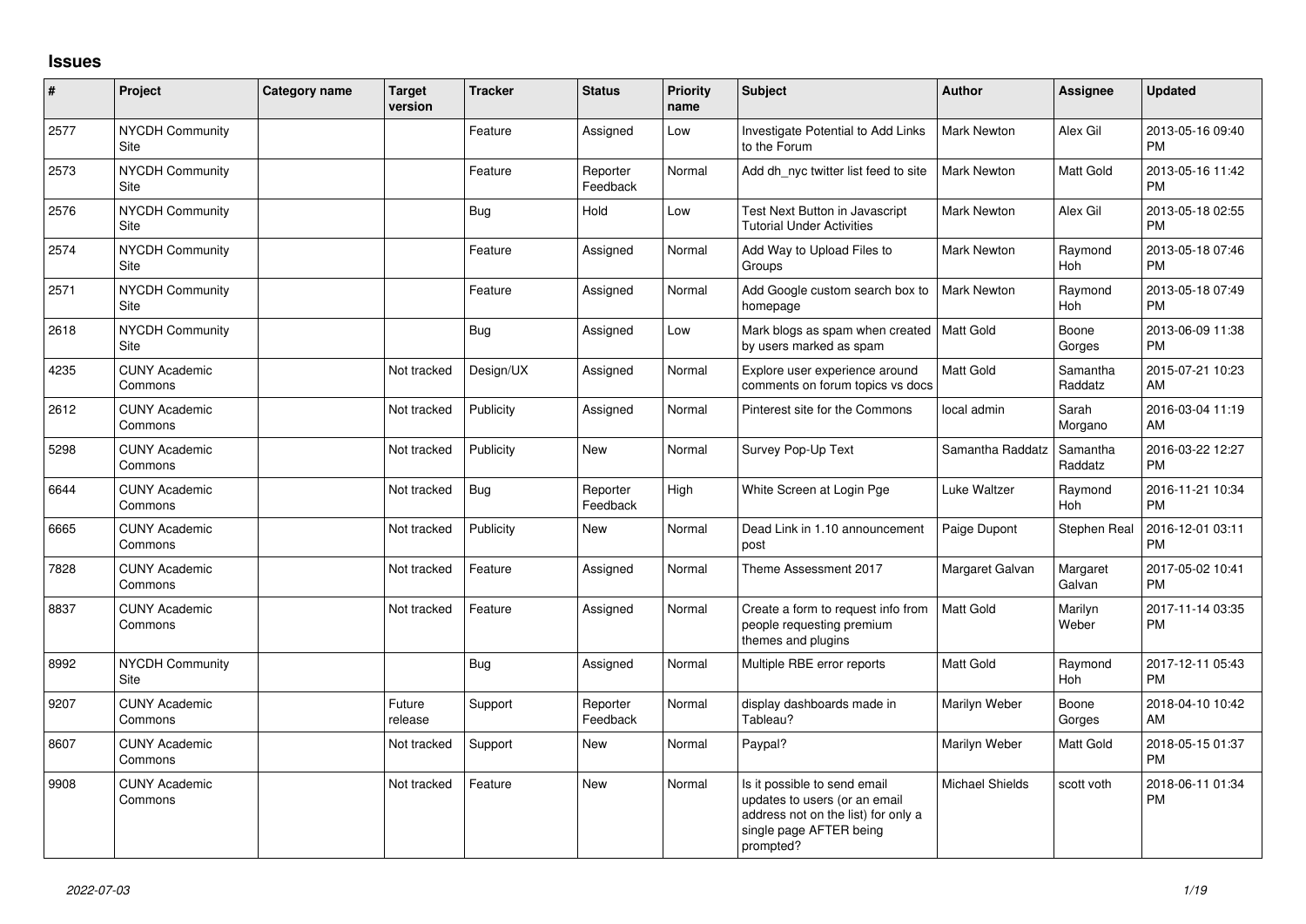# Issues

| # | Project | Category name | Target version | Tracker | Status | Priority name | Subject | Author | Assignee | Updated |
|---|---|---|---|---|---|---|---|---|---|---|
| 2577 | NYCDH Community Site | | | Feature | Assigned | Low | Investigate Potential to Add Links to the Forum | Mark Newton | Alex Gil | 2013-05-16 09:40 PM |
| 2573 | NYCDH Community Site | | | Feature | Reporter Feedback | Normal | Add dh_nyc twitter list feed to site | Mark Newton | Matt Gold | 2013-05-16 11:42 PM |
| 2576 | NYCDH Community Site | | | Bug | Hold | Low | Test Next Button in Javascript Tutorial Under Activities | Mark Newton | Alex Gil | 2013-05-18 02:55 PM |
| 2574 | NYCDH Community Site | | | Feature | Assigned | Normal | Add Way to Upload Files to Groups | Mark Newton | Raymond Hoh | 2013-05-18 07:46 PM |
| 2571 | NYCDH Community Site | | | Feature | Assigned | Normal | Add Google custom search box to homepage | Mark Newton | Raymond Hoh | 2013-05-18 07:49 PM |
| 2618 | NYCDH Community Site | | | Bug | Assigned | Low | Mark blogs as spam when created by users marked as spam | Matt Gold | Boone Gorges | 2013-06-09 11:38 PM |
| 4235 | CUNY Academic Commons | | Not tracked | Design/UX | Assigned | Normal | Explore user experience around comments on forum topics vs docs | Matt Gold | Samantha Raddatz | 2015-07-21 10:23 AM |
| 2612 | CUNY Academic Commons | | Not tracked | Publicity | Assigned | Normal | Pinterest site for the Commons | local admin | Sarah Morgano | 2016-03-04 11:19 AM |
| 5298 | CUNY Academic Commons | | Not tracked | Publicity | New | Normal | Survey Pop-Up Text | Samantha Raddatz | Samantha Raddatz | 2016-03-22 12:27 PM |
| 6644 | CUNY Academic Commons | | Not tracked | Bug | Reporter Feedback | High | White Screen at Login Pge | Luke Waltzer | Raymond Hoh | 2016-11-21 10:34 PM |
| 6665 | CUNY Academic Commons | | Not tracked | Publicity | New | Normal | Dead Link in 1.10 announcement post | Paige Dupont | Stephen Real | 2016-12-01 03:11 PM |
| 7828 | CUNY Academic Commons | | Not tracked | Feature | Assigned | Normal | Theme Assessment 2017 | Margaret Galvan | Margaret Galvan | 2017-05-02 10:41 PM |
| 8837 | CUNY Academic Commons | | Not tracked | Feature | Assigned | Normal | Create a form to request info from people requesting premium themes and plugins | Matt Gold | Marilyn Weber | 2017-11-14 03:35 PM |
| 8992 | NYCDH Community Site | | | Bug | Assigned | Normal | Multiple RBE error reports | Matt Gold | Raymond Hoh | 2017-12-11 05:43 PM |
| 9207 | CUNY Academic Commons | | Future release | Support | Reporter Feedback | Normal | display dashboards made in Tableau? | Marilyn Weber | Boone Gorges | 2018-04-10 10:42 AM |
| 8607 | CUNY Academic Commons | | Not tracked | Support | New | Normal | Paypal? | Marilyn Weber | Matt Gold | 2018-05-15 01:37 PM |
| 9908 | CUNY Academic Commons | | Not tracked | Feature | New | Normal | Is it possible to send email updates to users (or an email address not on the list) for only a single page AFTER being prompted? | Michael Shields | scott voth | 2018-06-11 01:34 PM |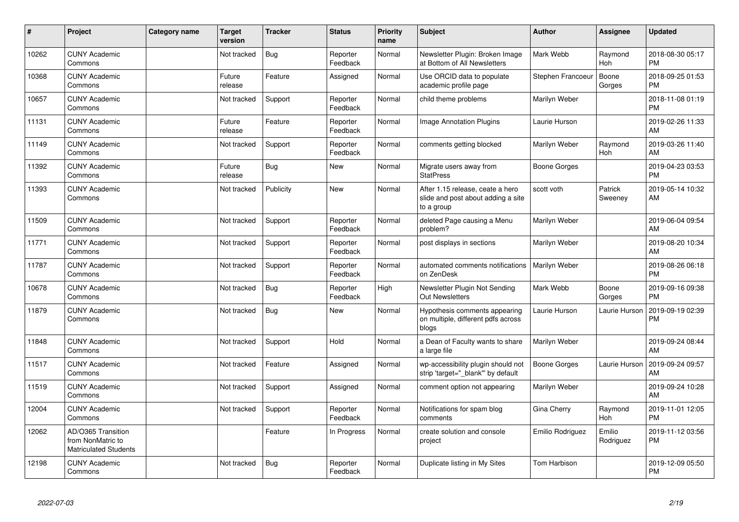| # | Project | Category name | Target version | Tracker | Status | Priority name | Subject | Author | Assignee | Updated |
|---|---|---|---|---|---|---|---|---|---|---|
| 10262 | CUNY Academic Commons | | Not tracked | Bug | Reporter Feedback | Normal | Newsletter Plugin: Broken Image at Bottom of All Newsletters | Mark Webb | Raymond Hoh | 2018-08-30 05:17 PM |
| 10368 | CUNY Academic Commons | | Future release | Feature | Assigned | Normal | Use ORCID data to populate academic profile page | Stephen Francoeur | Boone Gorges | 2018-09-25 01:53 PM |
| 10657 | CUNY Academic Commons | | Not tracked | Support | Reporter Feedback | Normal | child theme problems | Marilyn Weber | | 2018-11-08 01:19 PM |
| 11131 | CUNY Academic Commons | | Future release | Feature | Reporter Feedback | Normal | Image Annotation Plugins | Laurie Hurson | | 2019-02-26 11:33 AM |
| 11149 | CUNY Academic Commons | | Not tracked | Support | Reporter Feedback | Normal | comments getting blocked | Marilyn Weber | Raymond Hoh | 2019-03-26 11:40 AM |
| 11392 | CUNY Academic Commons | | Future release | Bug | New | Normal | Migrate users away from StatPress | Boone Gorges | | 2019-04-23 03:53 PM |
| 11393 | CUNY Academic Commons | | Not tracked | Publicity | New | Normal | After 1.15 release, ceate a hero slide and post about adding a site to a group | scott voth | Patrick Sweeney | 2019-05-14 10:32 AM |
| 11509 | CUNY Academic Commons | | Not tracked | Support | Reporter Feedback | Normal | deleted Page causing a Menu problem? | Marilyn Weber | | 2019-06-04 09:54 AM |
| 11771 | CUNY Academic Commons | | Not tracked | Support | Reporter Feedback | Normal | post displays in sections | Marilyn Weber | | 2019-08-20 10:34 AM |
| 11787 | CUNY Academic Commons | | Not tracked | Support | Reporter Feedback | Normal | automated comments notifications on ZenDesk | Marilyn Weber | | 2019-08-26 06:18 PM |
| 10678 | CUNY Academic Commons | | Not tracked | Bug | Reporter Feedback | High | Newsletter Plugin Not Sending Out Newsletters | Mark Webb | Boone Gorges | 2019-09-16 09:38 PM |
| 11879 | CUNY Academic Commons | | Not tracked | Bug | New | Normal | Hypothesis comments appearing on multiple, different pdfs across blogs | Laurie Hurson | Laurie Hurson | 2019-09-19 02:39 PM |
| 11848 | CUNY Academic Commons | | Not tracked | Support | Hold | Normal | a Dean of Faculty wants to share a large file | Marilyn Weber | | 2019-09-24 08:44 AM |
| 11517 | CUNY Academic Commons | | Not tracked | Feature | Assigned | Normal | wp-accessibility plugin should not strip 'target="_blank"' by default | Boone Gorges | Laurie Hurson | 2019-09-24 09:57 AM |
| 11519 | CUNY Academic Commons | | Not tracked | Support | Assigned | Normal | comment option not appearing | Marilyn Weber | | 2019-09-24 10:28 AM |
| 12004 | CUNY Academic Commons | | Not tracked | Support | Reporter Feedback | Normal | Notifications for spam blog comments | Gina Cherry | Raymond Hoh | 2019-11-01 12:05 PM |
| 12062 | AD/O365 Transition from NonMatric to Matriculated Students | | | Feature | In Progress | Normal | create solution and console project | Emilio Rodriguez | Emilio Rodriguez | 2019-11-12 03:56 PM |
| 12198 | CUNY Academic Commons | | Not tracked | Bug | Reporter Feedback | Normal | Duplicate listing in My Sites | Tom Harbison | | 2019-12-09 05:50 PM |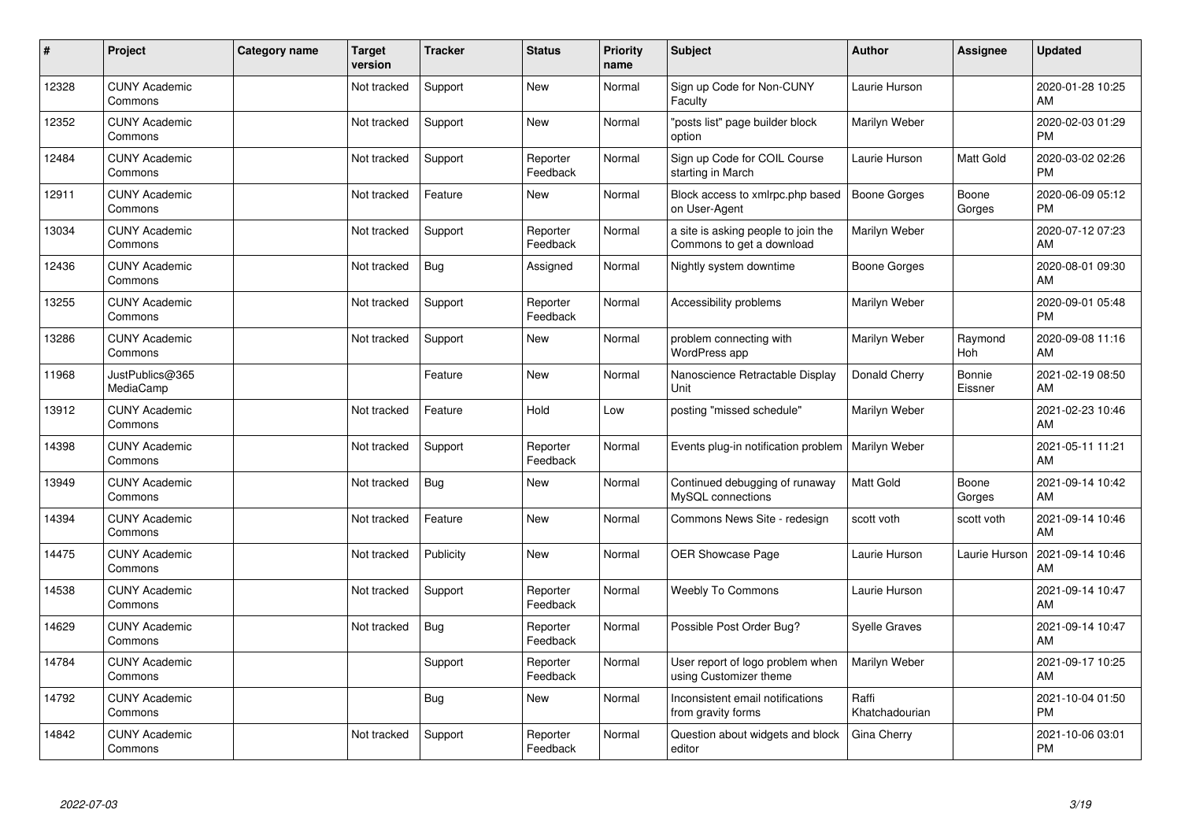| # | Project | Category name | Target version | Tracker | Status | Priority name | Subject | Author | Assignee | Updated |
|---|---|---|---|---|---|---|---|---|---|---|
| 12328 | CUNY Academic Commons | | Not tracked | Support | New | Normal | Sign up Code for Non-CUNY Faculty | Laurie Hurson | | 2020-01-28 10:25 AM |
| 12352 | CUNY Academic Commons | | Not tracked | Support | New | Normal | "posts list" page builder block option | Marilyn Weber | | 2020-02-03 01:29 PM |
| 12484 | CUNY Academic Commons | | Not tracked | Support | Reporter Feedback | Normal | Sign up Code for COIL Course starting in March | Laurie Hurson | Matt Gold | 2020-03-02 02:26 PM |
| 12911 | CUNY Academic Commons | | Not tracked | Feature | New | Normal | Block access to xmlrpc.php based on User-Agent | Boone Gorges | Boone Gorges | 2020-06-09 05:12 PM |
| 13034 | CUNY Academic Commons | | Not tracked | Support | Reporter Feedback | Normal | a site is asking people to join the Commons to get a download | Marilyn Weber | | 2020-07-12 07:23 AM |
| 12436 | CUNY Academic Commons | | Not tracked | Bug | Assigned | Normal | Nightly system downtime | Boone Gorges | | 2020-08-01 09:30 AM |
| 13255 | CUNY Academic Commons | | Not tracked | Support | Reporter Feedback | Normal | Accessibility problems | Marilyn Weber | | 2020-09-01 05:48 PM |
| 13286 | CUNY Academic Commons | | Not tracked | Support | New | Normal | problem connecting with WordPress app | Marilyn Weber | Raymond Hoh | 2020-09-08 11:16 AM |
| 11968 | JustPublics@365 MediaCamp | | | Feature | New | Normal | Nanoscience Retractable Display Unit | Donald Cherry | Bonnie Eissner | 2021-02-19 08:50 AM |
| 13912 | CUNY Academic Commons | | Not tracked | Feature | Hold | Low | posting "missed schedule" | Marilyn Weber | | 2021-02-23 10:46 AM |
| 14398 | CUNY Academic Commons | | Not tracked | Support | Reporter Feedback | Normal | Events plug-in notification problem | Marilyn Weber | | 2021-05-11 11:21 AM |
| 13949 | CUNY Academic Commons | | Not tracked | Bug | New | Normal | Continued debugging of runaway MySQL connections | Matt Gold | Boone Gorges | 2021-09-14 10:42 AM |
| 14394 | CUNY Academic Commons | | Not tracked | Feature | New | Normal | Commons News Site - redesign | scott voth | scott voth | 2021-09-14 10:46 AM |
| 14475 | CUNY Academic Commons | | Not tracked | Publicity | New | Normal | OER Showcase Page | Laurie Hurson | Laurie Hurson | 2021-09-14 10:46 AM |
| 14538 | CUNY Academic Commons | | Not tracked | Support | Reporter Feedback | Normal | Weebly To Commons | Laurie Hurson | | 2021-09-14 10:47 AM |
| 14629 | CUNY Academic Commons | | Not tracked | Bug | Reporter Feedback | Normal | Possible Post Order Bug? | Syelle Graves | | 2021-09-14 10:47 AM |
| 14784 | CUNY Academic Commons | | | Support | Reporter Feedback | Normal | User report of logo problem when using Customizer theme | Marilyn Weber | | 2021-09-17 10:25 AM |
| 14792 | CUNY Academic Commons | | | Bug | New | Normal | Inconsistent email notifications from gravity forms | Raffi Khatchadourian | | 2021-10-04 01:50 PM |
| 14842 | CUNY Academic Commons | | Not tracked | Support | Reporter Feedback | Normal | Question about widgets and block editor | Gina Cherry | | 2021-10-06 03:01 PM |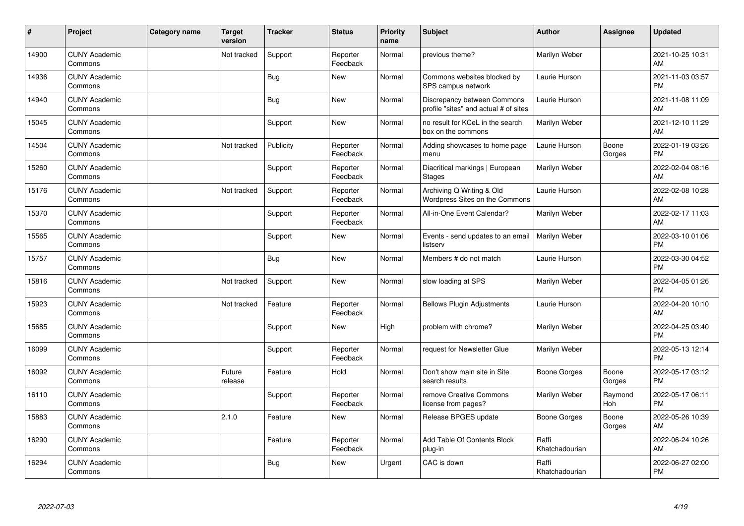| # | Project | Category name | Target version | Tracker | Status | Priority name | Subject | Author | Assignee | Updated |
|---|---|---|---|---|---|---|---|---|---|---|
| 14900 | CUNY Academic Commons | | Not tracked | Support | Reporter Feedback | Normal | previous theme? | Marilyn Weber | | 2021-10-25 10:31 AM |
| 14936 | CUNY Academic Commons | | | Bug | New | Normal | Commons websites blocked by SPS campus network | Laurie Hurson | | 2021-11-03 03:57 PM |
| 14940 | CUNY Academic Commons | | | Bug | New | Normal | Discrepancy between Commons profile "sites" and actual # of sites | Laurie Hurson | | 2021-11-08 11:09 AM |
| 15045 | CUNY Academic Commons | | | Support | New | Normal | no result for KCeL in the search box on the commons | Marilyn Weber | | 2021-12-10 11:29 AM |
| 14504 | CUNY Academic Commons | | Not tracked | Publicity | Reporter Feedback | Normal | Adding showcases to home page menu | Laurie Hurson | Boone Gorges | 2022-01-19 03:26 PM |
| 15260 | CUNY Academic Commons | | | Support | Reporter Feedback | Normal | Diacritical markings \| European Stages | Marilyn Weber | | 2022-02-04 08:16 AM |
| 15176 | CUNY Academic Commons | | Not tracked | Support | Reporter Feedback | Normal | Archiving Q Writing & Old Wordpress Sites on the Commons | Laurie Hurson | | 2022-02-08 10:28 AM |
| 15370 | CUNY Academic Commons | | | Support | Reporter Feedback | Normal | All-in-One Event Calendar? | Marilyn Weber | | 2022-02-17 11:03 AM |
| 15565 | CUNY Academic Commons | | | Support | New | Normal | Events - send updates to an email listserv | Marilyn Weber | | 2022-03-10 01:06 PM |
| 15757 | CUNY Academic Commons | | | Bug | New | Normal | Members # do not match | Laurie Hurson | | 2022-03-30 04:52 PM |
| 15816 | CUNY Academic Commons | | Not tracked | Support | New | Normal | slow loading at SPS | Marilyn Weber | | 2022-04-05 01:26 PM |
| 15923 | CUNY Academic Commons | | Not tracked | Feature | Reporter Feedback | Normal | Bellows Plugin Adjustments | Laurie Hurson | | 2022-04-20 10:10 AM |
| 15685 | CUNY Academic Commons | | | Support | New | High | problem with chrome? | Marilyn Weber | | 2022-04-25 03:40 PM |
| 16099 | CUNY Academic Commons | | | Support | Reporter Feedback | Normal | request for Newsletter Glue | Marilyn Weber | | 2022-05-13 12:14 PM |
| 16092 | CUNY Academic Commons | | Future release | Feature | Hold | Normal | Don't show main site in Site search results | Boone Gorges | Boone Gorges | 2022-05-17 03:12 PM |
| 16110 | CUNY Academic Commons | | | Support | Reporter Feedback | Normal | remove Creative Commons license from pages? | Marilyn Weber | Raymond Hoh | 2022-05-17 06:11 PM |
| 15883 | CUNY Academic Commons | | 2.1.0 | Feature | New | Normal | Release BPGES update | Boone Gorges | Boone Gorges | 2022-05-26 10:39 AM |
| 16290 | CUNY Academic Commons | | | Feature | Reporter Feedback | Normal | Add Table Of Contents Block plug-in | Raffi Khatchadourian | | 2022-06-24 10:26 AM |
| 16294 | CUNY Academic Commons | | | Bug | New | Urgent | CAC is down | Raffi Khatchadourian | | 2022-06-27 02:00 PM |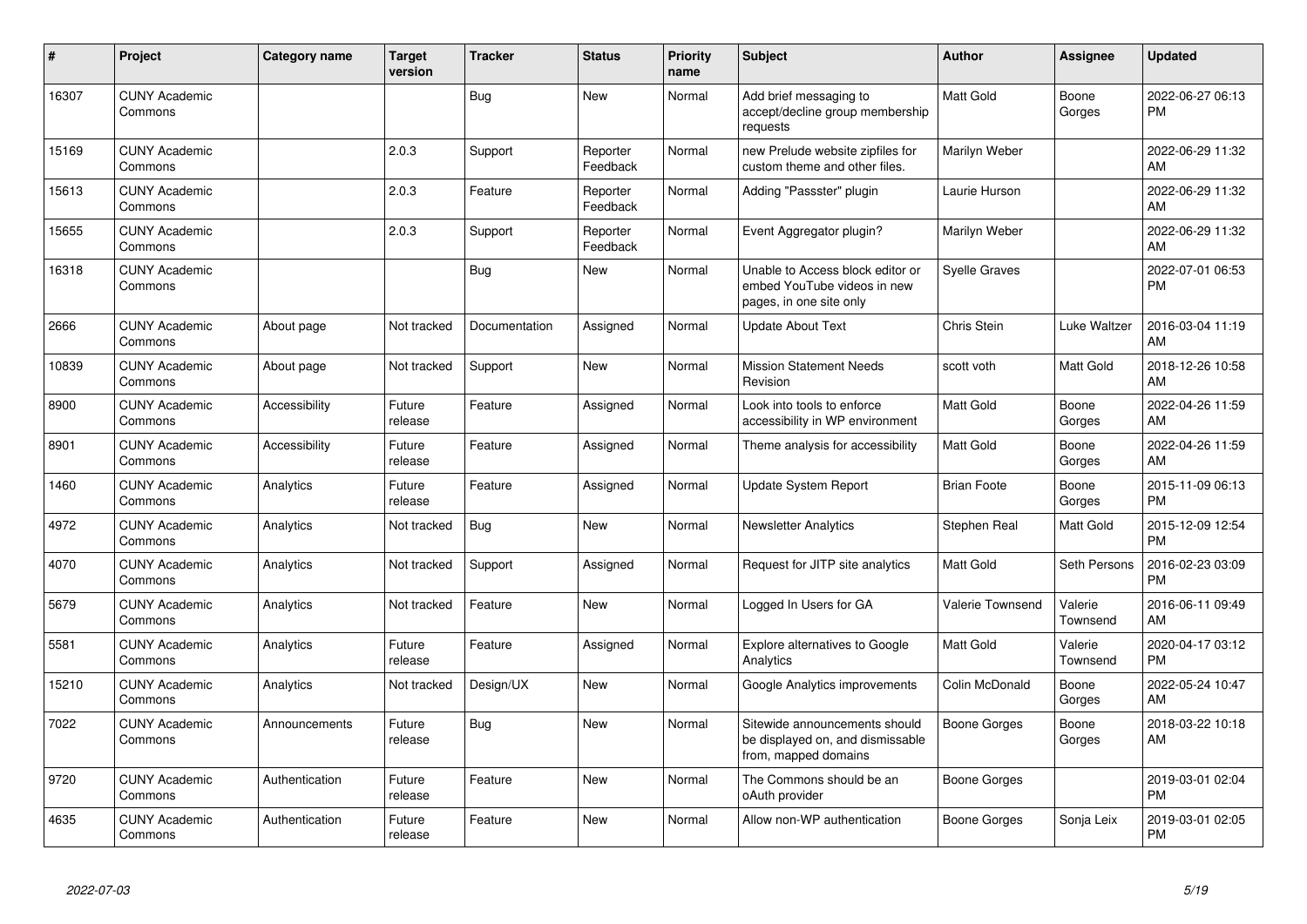| # | Project | Category name | Target version | Tracker | Status | Priority name | Subject | Author | Assignee | Updated |
|---|---|---|---|---|---|---|---|---|---|---|
| 16307 | CUNY Academic Commons | | | Bug | New | Normal | Add brief messaging to accept/decline group membership requests | Matt Gold | Boone Gorges | 2022-06-27 06:13 PM |
| 15169 | CUNY Academic Commons | | 2.0.3 | Support | Reporter Feedback | Normal | new Prelude website zipfiles for custom theme and other files. | Marilyn Weber | | 2022-06-29 11:32 AM |
| 15613 | CUNY Academic Commons | | 2.0.3 | Feature | Reporter Feedback | Normal | Adding "Passster" plugin | Laurie Hurson | | 2022-06-29 11:32 AM |
| 15655 | CUNY Academic Commons | | 2.0.3 | Support | Reporter Feedback | Normal | Event Aggregator plugin? | Marilyn Weber | | 2022-06-29 11:32 AM |
| 16318 | CUNY Academic Commons | | | Bug | New | Normal | Unable to Access block editor or embed YouTube videos in new pages, in one site only | Syelle Graves | | 2022-07-01 06:53 PM |
| 2666 | CUNY Academic Commons | About page | Not tracked | Documentation | Assigned | Normal | Update About Text | Chris Stein | Luke Waltzer | 2016-03-04 11:19 AM |
| 10839 | CUNY Academic Commons | About page | Not tracked | Support | New | Normal | Mission Statement Needs Revision | scott voth | Matt Gold | 2018-12-26 10:58 AM |
| 8900 | CUNY Academic Commons | Accessibility | Future release | Feature | Assigned | Normal | Look into tools to enforce accessibility in WP environment | Matt Gold | Boone Gorges | 2022-04-26 11:59 AM |
| 8901 | CUNY Academic Commons | Accessibility | Future release | Feature | Assigned | Normal | Theme analysis for accessibility | Matt Gold | Boone Gorges | 2022-04-26 11:59 AM |
| 1460 | CUNY Academic Commons | Analytics | Future release | Feature | Assigned | Normal | Update System Report | Brian Foote | Boone Gorges | 2015-11-09 06:13 PM |
| 4972 | CUNY Academic Commons | Analytics | Not tracked | Bug | New | Normal | Newsletter Analytics | Stephen Real | Matt Gold | 2015-12-09 12:54 PM |
| 4070 | CUNY Academic Commons | Analytics | Not tracked | Support | Assigned | Normal | Request for JITP site analytics | Matt Gold | Seth Persons | 2016-02-23 03:09 PM |
| 5679 | CUNY Academic Commons | Analytics | Not tracked | Feature | New | Normal | Logged In Users for GA | Valerie Townsend | Valerie Townsend | 2016-06-11 09:49 AM |
| 5581 | CUNY Academic Commons | Analytics | Future release | Feature | Assigned | Normal | Explore alternatives to Google Analytics | Matt Gold | Valerie Townsend | 2020-04-17 03:12 PM |
| 15210 | CUNY Academic Commons | Analytics | Not tracked | Design/UX | New | Normal | Google Analytics improvements | Colin McDonald | Boone Gorges | 2022-05-24 10:47 AM |
| 7022 | CUNY Academic Commons | Announcements | Future release | Bug | New | Normal | Sitewide announcements should be displayed on, and dismissable from, mapped domains | Boone Gorges | Boone Gorges | 2018-03-22 10:18 AM |
| 9720 | CUNY Academic Commons | Authentication | Future release | Feature | New | Normal | The Commons should be an oAuth provider | Boone Gorges | | 2019-03-01 02:04 PM |
| 4635 | CUNY Academic Commons | Authentication | Future release | Feature | New | Normal | Allow non-WP authentication | Boone Gorges | Sonja Leix | 2019-03-01 02:05 PM |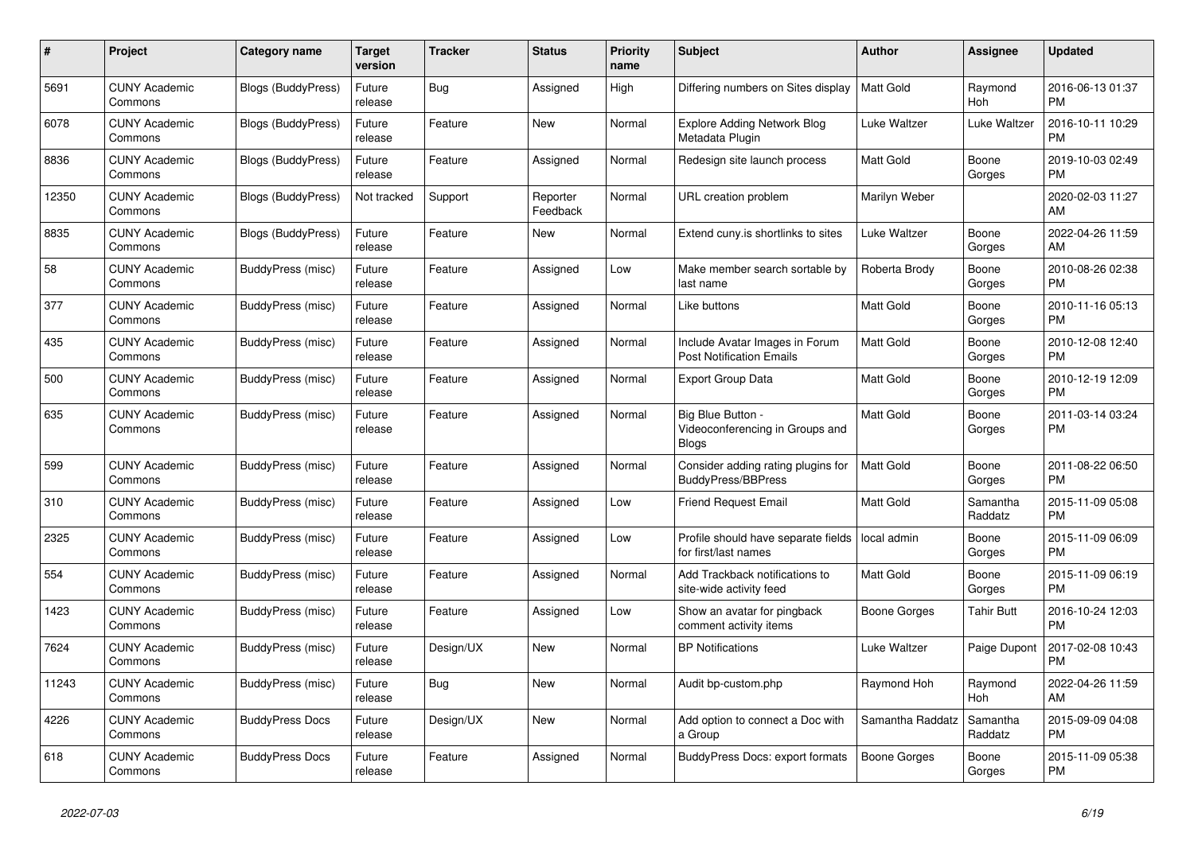| # | Project | Category name | Target version | Tracker | Status | Priority name | Subject | Author | Assignee | Updated |
|---|---|---|---|---|---|---|---|---|---|---|
| 5691 | CUNY Academic Commons | Blogs (BuddyPress) | Future release | Bug | Assigned | High | Differing numbers on Sites display | Matt Gold | Raymond Hoh | 2016-06-13 01:37 PM |
| 6078 | CUNY Academic Commons | Blogs (BuddyPress) | Future release | Feature | New | Normal | Explore Adding Network Blog Metadata Plugin | Luke Waltzer | Luke Waltzer | 2016-10-11 10:29 PM |
| 8836 | CUNY Academic Commons | Blogs (BuddyPress) | Future release | Feature | Assigned | Normal | Redesign site launch process | Matt Gold | Boone Gorges | 2019-10-03 02:49 PM |
| 12350 | CUNY Academic Commons | Blogs (BuddyPress) | Not tracked | Support | Reporter Feedback | Normal | URL creation problem | Marilyn Weber | | 2020-02-03 11:27 AM |
| 8835 | CUNY Academic Commons | Blogs (BuddyPress) | Future release | Feature | New | Normal | Extend cuny.is shortlinks to sites | Luke Waltzer | Boone Gorges | 2022-04-26 11:59 AM |
| 58 | CUNY Academic Commons | BuddyPress (misc) | Future release | Feature | Assigned | Low | Make member search sortable by last name | Roberta Brody | Boone Gorges | 2010-08-26 02:38 PM |
| 377 | CUNY Academic Commons | BuddyPress (misc) | Future release | Feature | Assigned | Normal | Like buttons | Matt Gold | Boone Gorges | 2010-11-16 05:13 PM |
| 435 | CUNY Academic Commons | BuddyPress (misc) | Future release | Feature | Assigned | Normal | Include Avatar Images in Forum Post Notification Emails | Matt Gold | Boone Gorges | 2010-12-08 12:40 PM |
| 500 | CUNY Academic Commons | BuddyPress (misc) | Future release | Feature | Assigned | Normal | Export Group Data | Matt Gold | Boone Gorges | 2010-12-19 12:09 PM |
| 635 | CUNY Academic Commons | BuddyPress (misc) | Future release | Feature | Assigned | Normal | Big Blue Button - Videoconferencing in Groups and Blogs | Matt Gold | Boone Gorges | 2011-03-14 03:24 PM |
| 599 | CUNY Academic Commons | BuddyPress (misc) | Future release | Feature | Assigned | Normal | Consider adding rating plugins for BuddyPress/BBPress | Matt Gold | Boone Gorges | 2011-08-22 06:50 PM |
| 310 | CUNY Academic Commons | BuddyPress (misc) | Future release | Feature | Assigned | Low | Friend Request Email | Matt Gold | Samantha Raddatz | 2015-11-09 05:08 PM |
| 2325 | CUNY Academic Commons | BuddyPress (misc) | Future release | Feature | Assigned | Low | Profile should have separate fields for first/last names | local admin | Boone Gorges | 2015-11-09 06:09 PM |
| 554 | CUNY Academic Commons | BuddyPress (misc) | Future release | Feature | Assigned | Normal | Add Trackback notifications to site-wide activity feed | Matt Gold | Boone Gorges | 2015-11-09 06:19 PM |
| 1423 | CUNY Academic Commons | BuddyPress (misc) | Future release | Feature | Assigned | Low | Show an avatar for pingback comment activity items | Boone Gorges | Tahir Butt | 2016-10-24 12:03 PM |
| 7624 | CUNY Academic Commons | BuddyPress (misc) | Future release | Design/UX | New | Normal | BP Notifications | Luke Waltzer | Paige Dupont | 2017-02-08 10:43 PM |
| 11243 | CUNY Academic Commons | BuddyPress (misc) | Future release | Bug | New | Normal | Audit bp-custom.php | Raymond Hoh | Raymond Hoh | 2022-04-26 11:59 AM |
| 4226 | CUNY Academic Commons | BuddyPress Docs | Future release | Design/UX | New | Normal | Add option to connect a Doc with a Group | Samantha Raddatz | Samantha Raddatz | 2015-09-09 04:08 PM |
| 618 | CUNY Academic Commons | BuddyPress Docs | Future release | Feature | Assigned | Normal | BuddyPress Docs: export formats | Boone Gorges | Boone Gorges | 2015-11-09 05:38 PM |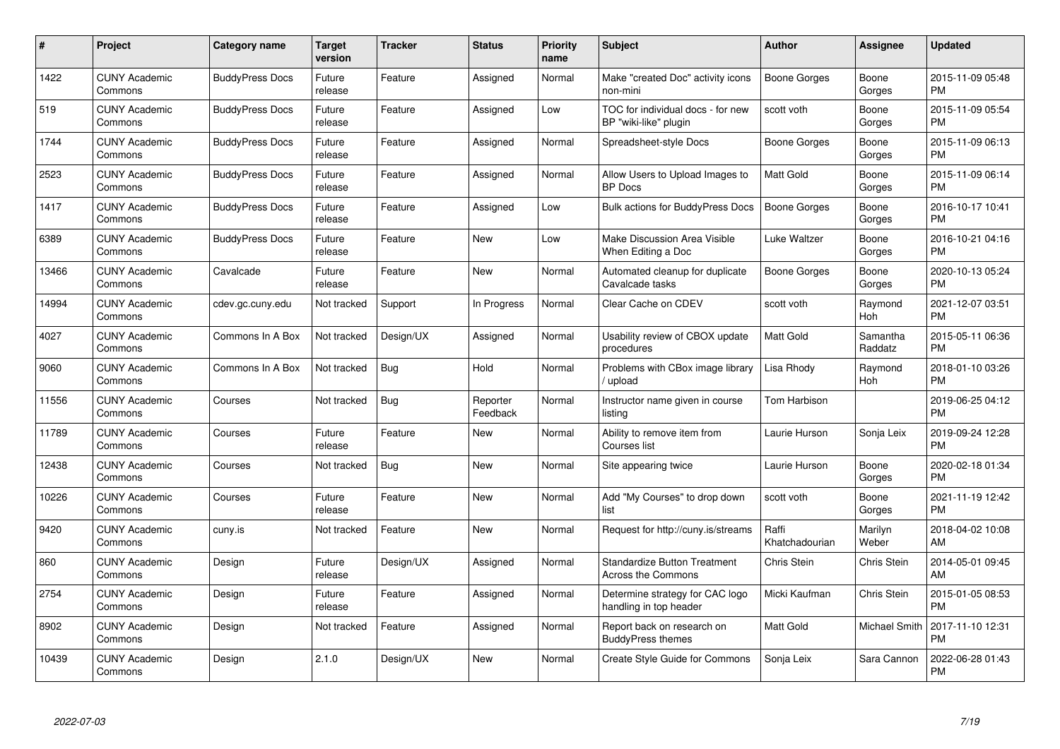| # | Project | Category name | Target version | Tracker | Status | Priority name | Subject | Author | Assignee | Updated |
|---|---|---|---|---|---|---|---|---|---|---|
| 1422 | CUNY Academic Commons | BuddyPress Docs | Future release | Feature | Assigned | Normal | Make "created Doc" activity icons non-mini | Boone Gorges | Boone Gorges | 2015-11-09 05:48 PM |
| 519 | CUNY Academic Commons | BuddyPress Docs | Future release | Feature | Assigned | Low | TOC for individual docs - for new BP "wiki-like" plugin | scott voth | Boone Gorges | 2015-11-09 05:54 PM |
| 1744 | CUNY Academic Commons | BuddyPress Docs | Future release | Feature | Assigned | Normal | Spreadsheet-style Docs | Boone Gorges | Boone Gorges | 2015-11-09 06:13 PM |
| 2523 | CUNY Academic Commons | BuddyPress Docs | Future release | Feature | Assigned | Normal | Allow Users to Upload Images to BP Docs | Matt Gold | Boone Gorges | 2015-11-09 06:14 PM |
| 1417 | CUNY Academic Commons | BuddyPress Docs | Future release | Feature | Assigned | Low | Bulk actions for BuddyPress Docs | Boone Gorges | Boone Gorges | 2016-10-17 10:41 PM |
| 6389 | CUNY Academic Commons | BuddyPress Docs | Future release | Feature | New | Low | Make Discussion Area Visible When Editing a Doc | Luke Waltzer | Boone Gorges | 2016-10-21 04:16 PM |
| 13466 | CUNY Academic Commons | Cavalcade | Future release | Feature | New | Normal | Automated cleanup for duplicate Cavalcade tasks | Boone Gorges | Boone Gorges | 2020-10-13 05:24 PM |
| 14994 | CUNY Academic Commons | cdev.gc.cuny.edu | Not tracked | Support | In Progress | Normal | Clear Cache on CDEV | scott voth | Raymond Hoh | 2021-12-07 03:51 PM |
| 4027 | CUNY Academic Commons | Commons In A Box | Not tracked | Design/UX | Assigned | Normal | Usability review of CBOX update procedures | Matt Gold | Samantha Raddatz | 2015-05-11 06:36 PM |
| 9060 | CUNY Academic Commons | Commons In A Box | Not tracked | Bug | Hold | Normal | Problems with CBox image library / upload | Lisa Rhody | Raymond Hoh | 2018-01-10 03:26 PM |
| 11556 | CUNY Academic Commons | Courses | Not tracked | Bug | Reporter Feedback | Normal | Instructor name given in course listing | Tom Harbison | | 2019-06-25 04:12 PM |
| 11789 | CUNY Academic Commons | Courses | Future release | Feature | New | Normal | Ability to remove item from Courses list | Laurie Hurson | Sonja Leix | 2019-09-24 12:28 PM |
| 12438 | CUNY Academic Commons | Courses | Not tracked | Bug | New | Normal | Site appearing twice | Laurie Hurson | Boone Gorges | 2020-02-18 01:34 PM |
| 10226 | CUNY Academic Commons | Courses | Future release | Feature | New | Normal | Add "My Courses" to drop down list | scott voth | Boone Gorges | 2021-11-19 12:42 PM |
| 9420 | CUNY Academic Commons | cuny.is | Not tracked | Feature | New | Normal | Request for http://cuny.is/streams | Raffi Khatchadourian | Marilyn Weber | 2018-04-02 10:08 AM |
| 860 | CUNY Academic Commons | Design | Future release | Design/UX | Assigned | Normal | Standardize Button Treatment Across the Commons | Chris Stein | Chris Stein | 2014-05-01 09:45 AM |
| 2754 | CUNY Academic Commons | Design | Future release | Feature | Assigned | Normal | Determine strategy for CAC logo handling in top header | Micki Kaufman | Chris Stein | 2015-01-05 08:53 PM |
| 8902 | CUNY Academic Commons | Design | Not tracked | Feature | Assigned | Normal | Report back on research on BuddyPress themes | Matt Gold | Michael Smith | 2017-11-10 12:31 PM |
| 10439 | CUNY Academic Commons | Design | 2.1.0 | Design/UX | New | Normal | Create Style Guide for Commons | Sonja Leix | Sara Cannon | 2022-06-28 01:43 PM |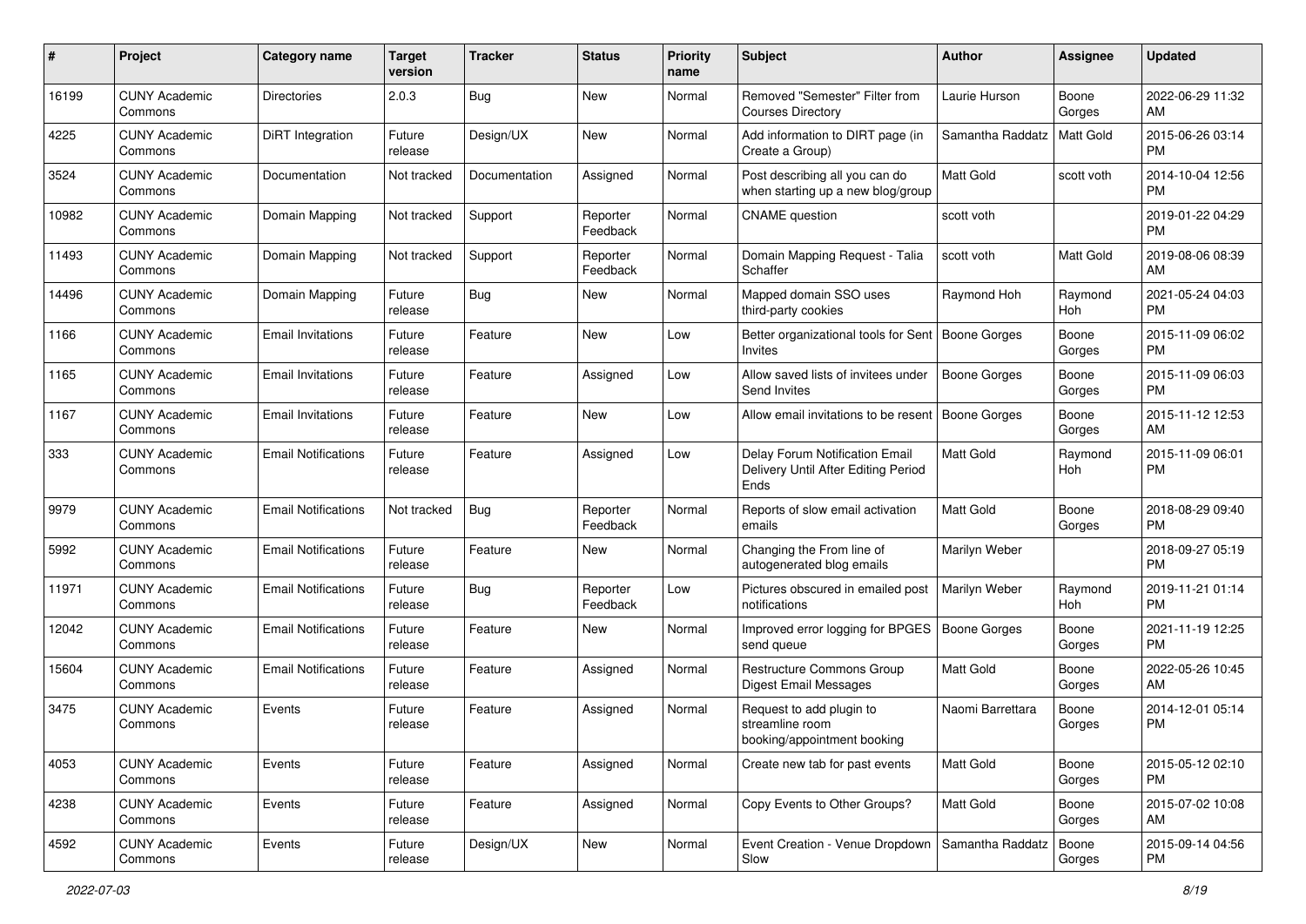| # | Project | Category name | Target version | Tracker | Status | Priority name | Subject | Author | Assignee | Updated |
| --- | --- | --- | --- | --- | --- | --- | --- | --- | --- | --- |
| 16199 | CUNY Academic Commons | Directories | 2.0.3 | Bug | New | Normal | Removed "Semester" Filter from Courses Directory | Laurie Hurson | Boone Gorges | 2022-06-29 11:32 AM |
| 4225 | CUNY Academic Commons | DiRT Integration | Future release | Design/UX | New | Normal | Add information to DIRT page (in Create a Group) | Samantha Raddatz | Matt Gold | 2015-06-26 03:14 PM |
| 3524 | CUNY Academic Commons | Documentation | Not tracked | Documentation | Assigned | Normal | Post describing all you can do when starting up a new blog/group | Matt Gold | scott voth | 2014-10-04 12:56 PM |
| 10982 | CUNY Academic Commons | Domain Mapping | Not tracked | Support | Reporter Feedback | Normal | CNAME question | scott voth | | 2019-01-22 04:29 PM |
| 11493 | CUNY Academic Commons | Domain Mapping | Not tracked | Support | Reporter Feedback | Normal | Domain Mapping Request - Talia Schaffer | scott voth | Matt Gold | 2019-08-06 08:39 AM |
| 14496 | CUNY Academic Commons | Domain Mapping | Future release | Bug | New | Normal | Mapped domain SSO uses third-party cookies | Raymond Hoh | Raymond Hoh | 2021-05-24 04:03 PM |
| 1166 | CUNY Academic Commons | Email Invitations | Future release | Feature | New | Low | Better organizational tools for Sent Invites | Boone Gorges | Boone Gorges | 2015-11-09 06:02 PM |
| 1165 | CUNY Academic Commons | Email Invitations | Future release | Feature | Assigned | Low | Allow saved lists of invitees under Send Invites | Boone Gorges | Boone Gorges | 2015-11-09 06:03 PM |
| 1167 | CUNY Academic Commons | Email Invitations | Future release | Feature | New | Low | Allow email invitations to be resent | Boone Gorges | Boone Gorges | 2015-11-12 12:53 AM |
| 333 | CUNY Academic Commons | Email Notifications | Future release | Feature | Assigned | Low | Delay Forum Notification Email Delivery Until After Editing Period Ends | Matt Gold | Raymond Hoh | 2015-11-09 06:01 PM |
| 9979 | CUNY Academic Commons | Email Notifications | Not tracked | Bug | Reporter Feedback | Normal | Reports of slow email activation emails | Matt Gold | Boone Gorges | 2018-08-29 09:40 PM |
| 5992 | CUNY Academic Commons | Email Notifications | Future release | Feature | New | Normal | Changing the From line of autogenerated blog emails | Marilyn Weber | | 2018-09-27 05:19 PM |
| 11971 | CUNY Academic Commons | Email Notifications | Future release | Bug | Reporter Feedback | Low | Pictures obscured in emailed post notifications | Marilyn Weber | Raymond Hoh | 2019-11-21 01:14 PM |
| 12042 | CUNY Academic Commons | Email Notifications | Future release | Feature | New | Normal | Improved error logging for BPGES send queue | Boone Gorges | Boone Gorges | 2021-11-19 12:25 PM |
| 15604 | CUNY Academic Commons | Email Notifications | Future release | Feature | Assigned | Normal | Restructure Commons Group Digest Email Messages | Matt Gold | Boone Gorges | 2022-05-26 10:45 AM |
| 3475 | CUNY Academic Commons | Events | Future release | Feature | Assigned | Normal | Request to add plugin to streamline room booking/appointment booking | Naomi Barrettara | Boone Gorges | 2014-12-01 05:14 PM |
| 4053 | CUNY Academic Commons | Events | Future release | Feature | Assigned | Normal | Create new tab for past events | Matt Gold | Boone Gorges | 2015-05-12 02:10 PM |
| 4238 | CUNY Academic Commons | Events | Future release | Feature | Assigned | Normal | Copy Events to Other Groups? | Matt Gold | Boone Gorges | 2015-07-02 10:08 AM |
| 4592 | CUNY Academic Commons | Events | Future release | Design/UX | New | Normal | Event Creation - Venue Dropdown Slow | Samantha Raddatz | Boone Gorges | 2015-09-14 04:56 PM |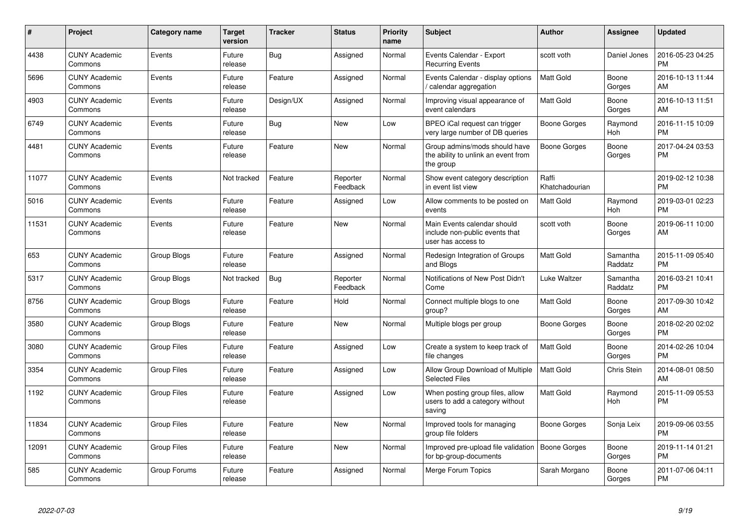| # | Project | Category name | Target version | Tracker | Status | Priority name | Subject | Author | Assignee | Updated |
|---|---|---|---|---|---|---|---|---|---|---|
| 4438 | CUNY Academic Commons | Events | Future release | Bug | Assigned | Normal | Events Calendar - Export Recurring Events | scott voth | Daniel Jones | 2016-05-23 04:25 PM |
| 5696 | CUNY Academic Commons | Events | Future release | Feature | Assigned | Normal | Events Calendar - display options / calendar aggregation | Matt Gold | Boone Gorges | 2016-10-13 11:44 AM |
| 4903 | CUNY Academic Commons | Events | Future release | Design/UX | Assigned | Normal | Improving visual appearance of event calendars | Matt Gold | Boone Gorges | 2016-10-13 11:51 AM |
| 6749 | CUNY Academic Commons | Events | Future release | Bug | New | Low | BPEO iCal request can trigger very large number of DB queries | Boone Gorges | Raymond Hoh | 2016-11-15 10:09 PM |
| 4481 | CUNY Academic Commons | Events | Future release | Feature | New | Normal | Group admins/mods should have the ability to unlink an event from the group | Boone Gorges | Boone Gorges | 2017-04-24 03:53 PM |
| 11077 | CUNY Academic Commons | Events | Not tracked | Feature | Reporter Feedback | Normal | Show event category description in event list view | Raffi Khatchadourian | | 2019-02-12 10:38 PM |
| 5016 | CUNY Academic Commons | Events | Future release | Feature | Assigned | Low | Allow comments to be posted on events | Matt Gold | Raymond Hoh | 2019-03-01 02:23 PM |
| 11531 | CUNY Academic Commons | Events | Future release | Feature | New | Normal | Main Events calendar should include non-public events that user has access to | scott voth | Boone Gorges | 2019-06-11 10:00 AM |
| 653 | CUNY Academic Commons | Group Blogs | Future release | Feature | Assigned | Normal | Redesign Integration of Groups and Blogs | Matt Gold | Samantha Raddatz | 2015-11-09 05:40 PM |
| 5317 | CUNY Academic Commons | Group Blogs | Not tracked | Bug | Reporter Feedback | Normal | Notifications of New Post Didn't Come | Luke Waltzer | Samantha Raddatz | 2016-03-21 10:41 PM |
| 8756 | CUNY Academic Commons | Group Blogs | Future release | Feature | Hold | Normal | Connect multiple blogs to one group? | Matt Gold | Boone Gorges | 2017-09-30 10:42 AM |
| 3580 | CUNY Academic Commons | Group Blogs | Future release | Feature | New | Normal | Multiple blogs per group | Boone Gorges | Boone Gorges | 2018-02-20 02:02 PM |
| 3080 | CUNY Academic Commons | Group Files | Future release | Feature | Assigned | Low | Create a system to keep track of file changes | Matt Gold | Boone Gorges | 2014-02-26 10:04 PM |
| 3354 | CUNY Academic Commons | Group Files | Future release | Feature | Assigned | Low | Allow Group Download of Multiple Selected Files | Matt Gold | Chris Stein | 2014-08-01 08:50 AM |
| 1192 | CUNY Academic Commons | Group Files | Future release | Feature | Assigned | Low | When posting group files, allow users to add a category without saving | Matt Gold | Raymond Hoh | 2015-11-09 05:53 PM |
| 11834 | CUNY Academic Commons | Group Files | Future release | Feature | New | Normal | Improved tools for managing group file folders | Boone Gorges | Sonja Leix | 2019-09-06 03:55 PM |
| 12091 | CUNY Academic Commons | Group Files | Future release | Feature | New | Normal | Improved pre-upload file validation for bp-group-documents | Boone Gorges | Boone Gorges | 2019-11-14 01:21 PM |
| 585 | CUNY Academic Commons | Group Forums | Future release | Feature | Assigned | Normal | Merge Forum Topics | Sarah Morgano | Boone Gorges | 2011-07-06 04:11 PM |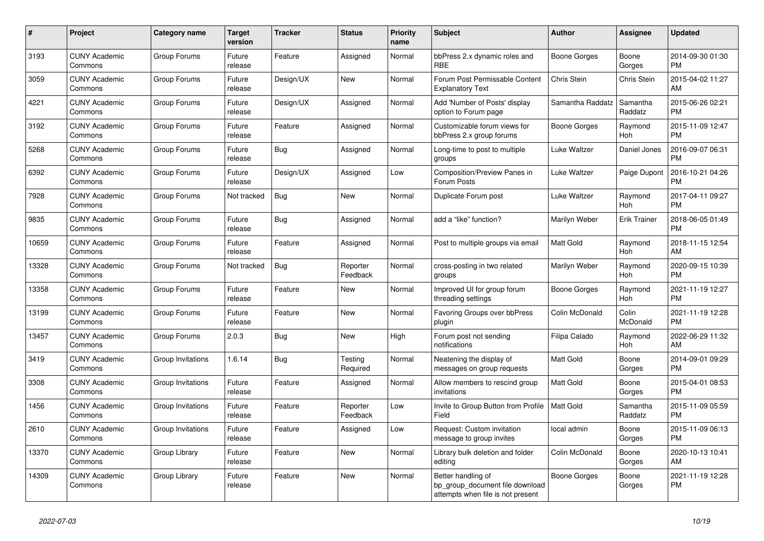| # | Project | Category name | Target version | Tracker | Status | Priority name | Subject | Author | Assignee | Updated |
|---|---|---|---|---|---|---|---|---|---|---|
| 3193 | CUNY Academic Commons | Group Forums | Future release | Feature | Assigned | Normal | bbPress 2.x dynamic roles and RBE | Boone Gorges | Boone Gorges | 2014-09-30 01:30 PM |
| 3059 | CUNY Academic Commons | Group Forums | Future release | Design/UX | New | Normal | Forum Post Permissable Content Explanatory Text | Chris Stein | Chris Stein | 2015-04-02 11:27 AM |
| 4221 | CUNY Academic Commons | Group Forums | Future release | Design/UX | Assigned | Normal | Add 'Number of Posts' display option to Forum page | Samantha Raddatz | Samantha Raddatz | 2015-06-26 02:21 PM |
| 3192 | CUNY Academic Commons | Group Forums | Future release | Feature | Assigned | Normal | Customizable forum views for bbPress 2.x group forums | Boone Gorges | Raymond Hoh | 2015-11-09 12:47 PM |
| 5268 | CUNY Academic Commons | Group Forums | Future release | Bug | Assigned | Normal | Long-time to post to multiple groups | Luke Waltzer | Daniel Jones | 2016-09-07 06:31 PM |
| 6392 | CUNY Academic Commons | Group Forums | Future release | Design/UX | Assigned | Low | Composition/Preview Panes in Forum Posts | Luke Waltzer | Paige Dupont | 2016-10-21 04:26 PM |
| 7928 | CUNY Academic Commons | Group Forums | Not tracked | Bug | New | Normal | Duplicate Forum post | Luke Waltzer | Raymond Hoh | 2017-04-11 09:27 PM |
| 9835 | CUNY Academic Commons | Group Forums | Future release | Bug | Assigned | Normal | add a "like" function? | Marilyn Weber | Erik Trainer | 2018-06-05 01:49 PM |
| 10659 | CUNY Academic Commons | Group Forums | Future release | Feature | Assigned | Normal | Post to multiple groups via email | Matt Gold | Raymond Hoh | 2018-11-15 12:54 AM |
| 13328 | CUNY Academic Commons | Group Forums | Not tracked | Bug | Reporter Feedback | Normal | cross-posting in two related groups | Marilyn Weber | Raymond Hoh | 2020-09-15 10:39 PM |
| 13358 | CUNY Academic Commons | Group Forums | Future release | Feature | New | Normal | Improved UI for group forum threading settings | Boone Gorges | Raymond Hoh | 2021-11-19 12:27 PM |
| 13199 | CUNY Academic Commons | Group Forums | Future release | Feature | New | Normal | Favoring Groups over bbPress plugin | Colin McDonald | Colin McDonald | 2021-11-19 12:28 PM |
| 13457 | CUNY Academic Commons | Group Forums | 2.0.3 | Bug | New | High | Forum post not sending notifications | Filipa Calado | Raymond Hoh | 2022-06-29 11:32 AM |
| 3419 | CUNY Academic Commons | Group Invitations | 1.6.14 | Bug | Testing Required | Normal | Neatening the display of messages on group requests | Matt Gold | Boone Gorges | 2014-09-01 09:29 PM |
| 3308 | CUNY Academic Commons | Group Invitations | Future release | Feature | Assigned | Normal | Allow members to rescind group invitations | Matt Gold | Boone Gorges | 2015-04-01 08:53 PM |
| 1456 | CUNY Academic Commons | Group Invitations | Future release | Feature | Reporter Feedback | Low | Invite to Group Button from Profile Field | Matt Gold | Samantha Raddatz | 2015-11-09 05:59 PM |
| 2610 | CUNY Academic Commons | Group Invitations | Future release | Feature | Assigned | Low | Request: Custom invitation message to group invites | local admin | Boone Gorges | 2015-11-09 06:13 PM |
| 13370 | CUNY Academic Commons | Group Library | Future release | Feature | New | Normal | Library bulk deletion and folder editing | Colin McDonald | Boone Gorges | 2020-10-13 10:41 AM |
| 14309 | CUNY Academic Commons | Group Library | Future release | Feature | New | Normal | Better handling of bp_group_document file download attempts when file is not present | Boone Gorges | Boone Gorges | 2021-11-19 12:28 PM |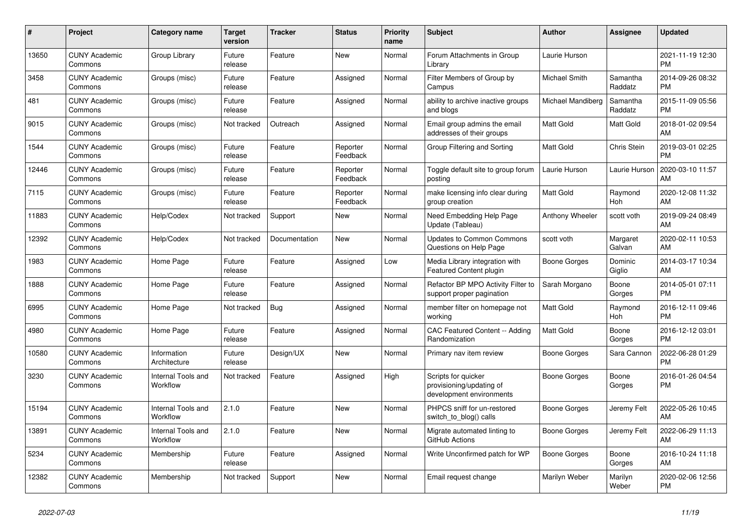| # | Project | Category name | Target version | Tracker | Status | Priority name | Subject | Author | Assignee | Updated |
|---|---|---|---|---|---|---|---|---|---|---|
| 13650 | CUNY Academic Commons | Group Library | Future release | Feature | New | Normal | Forum Attachments in Group Library | Laurie Hurson | | 2021-11-19 12:30 PM |
| 3458 | CUNY Academic Commons | Groups (misc) | Future release | Feature | Assigned | Normal | Filter Members of Group by Campus | Michael Smith | Samantha Raddatz | 2014-09-26 08:32 PM |
| 481 | CUNY Academic Commons | Groups (misc) | Future release | Feature | Assigned | Normal | ability to archive inactive groups and blogs | Michael Mandiberg | Samantha Raddatz | 2015-11-09 05:56 PM |
| 9015 | CUNY Academic Commons | Groups (misc) | Not tracked | Outreach | Assigned | Normal | Email group admins the email addresses of their groups | Matt Gold | Matt Gold | 2018-01-02 09:54 AM |
| 1544 | CUNY Academic Commons | Groups (misc) | Future release | Feature | Reporter Feedback | Normal | Group Filtering and Sorting | Matt Gold | Chris Stein | 2019-03-01 02:25 PM |
| 12446 | CUNY Academic Commons | Groups (misc) | Future release | Feature | Reporter Feedback | Normal | Toggle default site to group forum posting | Laurie Hurson | Laurie Hurson | 2020-03-10 11:57 AM |
| 7115 | CUNY Academic Commons | Groups (misc) | Future release | Feature | Reporter Feedback | Normal | make licensing info clear during group creation | Matt Gold | Raymond Hoh | 2020-12-08 11:32 AM |
| 11883 | CUNY Academic Commons | Help/Codex | Not tracked | Support | New | Normal | Need Embedding Help Page Update (Tableau) | Anthony Wheeler | scott voth | 2019-09-24 08:49 AM |
| 12392 | CUNY Academic Commons | Help/Codex | Not tracked | Documentation | New | Normal | Updates to Common Commons Questions on Help Page | scott voth | Margaret Galvan | 2020-02-11 10:53 AM |
| 1983 | CUNY Academic Commons | Home Page | Future release | Feature | Assigned | Low | Media Library integration with Featured Content plugin | Boone Gorges | Dominic Giglio | 2014-03-17 10:34 AM |
| 1888 | CUNY Academic Commons | Home Page | Future release | Feature | Assigned | Normal | Refactor BP MPO Activity Filter to support proper pagination | Sarah Morgano | Boone Gorges | 2014-05-01 07:11 PM |
| 6995 | CUNY Academic Commons | Home Page | Not tracked | Bug | Assigned | Normal | member filter on homepage not working | Matt Gold | Raymond Hoh | 2016-12-11 09:46 PM |
| 4980 | CUNY Academic Commons | Home Page | Future release | Feature | Assigned | Normal | CAC Featured Content -- Adding Randomization | Matt Gold | Boone Gorges | 2016-12-12 03:01 PM |
| 10580 | CUNY Academic Commons | Information Architecture | Future release | Design/UX | New | Normal | Primary nav item review | Boone Gorges | Sara Cannon | 2022-06-28 01:29 PM |
| 3230 | CUNY Academic Commons | Internal Tools and Workflow | Not tracked | Feature | Assigned | High | Scripts for quicker provisioning/updating of development environments | Boone Gorges | Boone Gorges | 2016-01-26 04:54 PM |
| 15194 | CUNY Academic Commons | Internal Tools and Workflow | 2.1.0 | Feature | New | Normal | PHPCS sniff for un-restored switch_to_blog() calls | Boone Gorges | Jeremy Felt | 2022-05-26 10:45 AM |
| 13891 | CUNY Academic Commons | Internal Tools and Workflow | 2.1.0 | Feature | New | Normal | Migrate automated linting to GitHub Actions | Boone Gorges | Jeremy Felt | 2022-06-29 11:13 AM |
| 5234 | CUNY Academic Commons | Membership | Future release | Feature | Assigned | Normal | Write Unconfirmed patch for WP | Boone Gorges | Boone Gorges | 2016-10-24 11:18 AM |
| 12382 | CUNY Academic Commons | Membership | Not tracked | Support | New | Normal | Email request change | Marilyn Weber | Marilyn Weber | 2020-02-06 12:56 PM |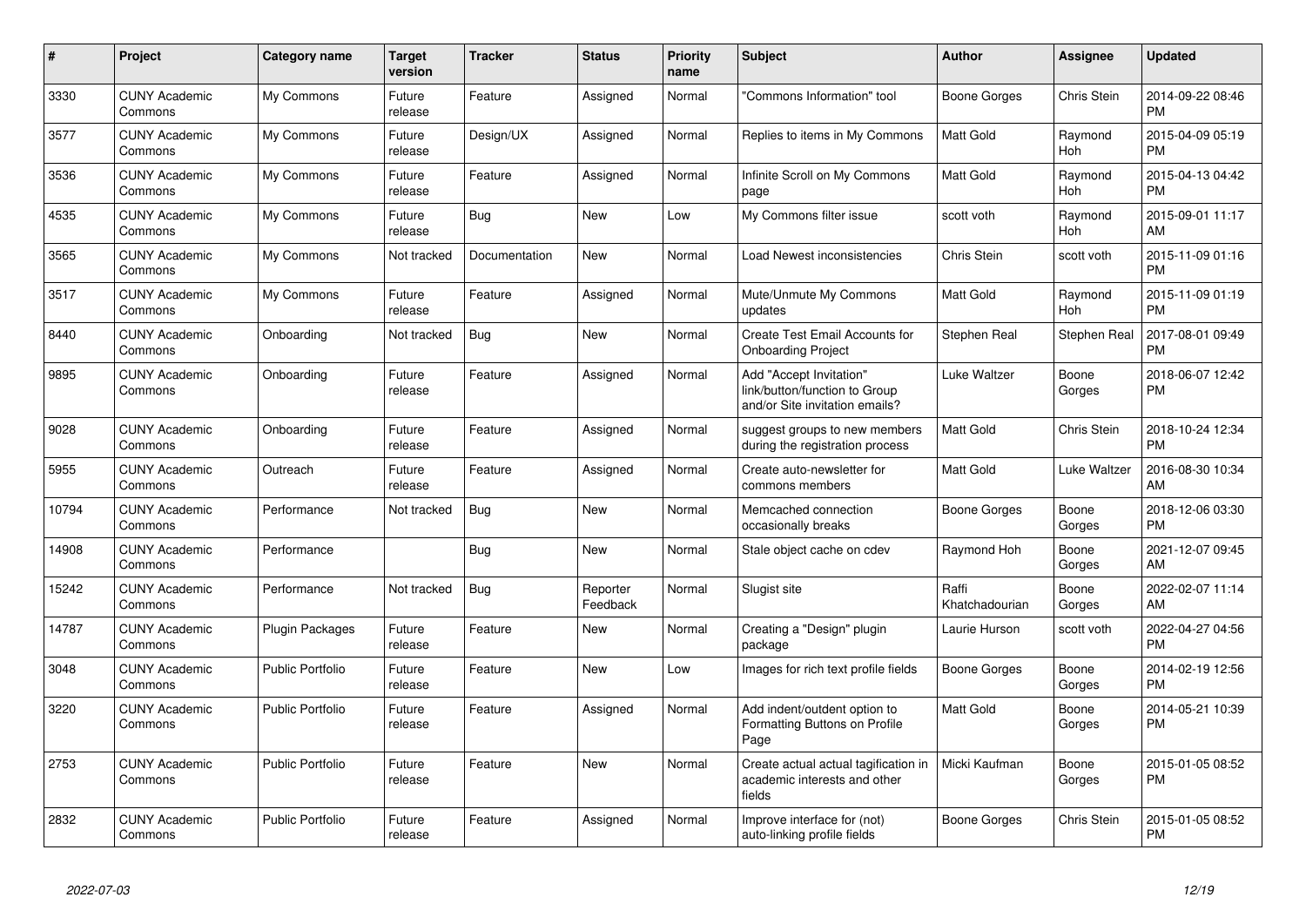| # | Project | Category name | Target version | Tracker | Status | Priority name | Subject | Author | Assignee | Updated |
|---|---|---|---|---|---|---|---|---|---|---|
| 3330 | CUNY Academic Commons | My Commons | Future release | Feature | Assigned | Normal | "Commons Information" tool | Boone Gorges | Chris Stein | 2014-09-22 08:46 PM |
| 3577 | CUNY Academic Commons | My Commons | Future release | Design/UX | Assigned | Normal | Replies to items in My Commons | Matt Gold | Raymond Hoh | 2015-04-09 05:19 PM |
| 3536 | CUNY Academic Commons | My Commons | Future release | Feature | Assigned | Normal | Infinite Scroll on My Commons page | Matt Gold | Raymond Hoh | 2015-04-13 04:42 PM |
| 4535 | CUNY Academic Commons | My Commons | Future release | Bug | New | Low | My Commons filter issue | scott voth | Raymond Hoh | 2015-09-01 11:17 AM |
| 3565 | CUNY Academic Commons | My Commons | Not tracked | Documentation | New | Normal | Load Newest inconsistencies | Chris Stein | scott voth | 2015-11-09 01:16 PM |
| 3517 | CUNY Academic Commons | My Commons | Future release | Feature | Assigned | Normal | Mute/Unmute My Commons updates | Matt Gold | Raymond Hoh | 2015-11-09 01:19 PM |
| 8440 | CUNY Academic Commons | Onboarding | Not tracked | Bug | New | Normal | Create Test Email Accounts for Onboarding Project | Stephen Real | Stephen Real | 2017-08-01 09:49 PM |
| 9895 | CUNY Academic Commons | Onboarding | Future release | Feature | Assigned | Normal | Add "Accept Invitation" link/button/function to Group and/or Site invitation emails? | Luke Waltzer | Boone Gorges | 2018-06-07 12:42 PM |
| 9028 | CUNY Academic Commons | Onboarding | Future release | Feature | Assigned | Normal | suggest groups to new members during the registration process | Matt Gold | Chris Stein | 2018-10-24 12:34 PM |
| 5955 | CUNY Academic Commons | Outreach | Future release | Feature | Assigned | Normal | Create auto-newsletter for commons members | Matt Gold | Luke Waltzer | 2016-08-30 10:34 AM |
| 10794 | CUNY Academic Commons | Performance | Not tracked | Bug | New | Normal | Memcached connection occasionally breaks | Boone Gorges | Boone Gorges | 2018-12-06 03:30 PM |
| 14908 | CUNY Academic Commons | Performance | | Bug | New | Normal | Stale object cache on cdev | Raymond Hoh | Boone Gorges | 2021-12-07 09:45 AM |
| 15242 | CUNY Academic Commons | Performance | Not tracked | Bug | Reporter Feedback | Normal | Slugist site | Raffi Khatchadourian | Boone Gorges | 2022-02-07 11:14 AM |
| 14787 | CUNY Academic Commons | Plugin Packages | Future release | Feature | New | Normal | Creating a "Design" plugin package | Laurie Hurson | scott voth | 2022-04-27 04:56 PM |
| 3048 | CUNY Academic Commons | Public Portfolio | Future release | Feature | New | Low | Images for rich text profile fields | Boone Gorges | Boone Gorges | 2014-02-19 12:56 PM |
| 3220 | CUNY Academic Commons | Public Portfolio | Future release | Feature | Assigned | Normal | Add indent/outdent option to Formatting Buttons on Profile Page | Matt Gold | Boone Gorges | 2014-05-21 10:39 PM |
| 2753 | CUNY Academic Commons | Public Portfolio | Future release | Feature | New | Normal | Create actual actual tagification in academic interests and other fields | Micki Kaufman | Boone Gorges | 2015-01-05 08:52 PM |
| 2832 | CUNY Academic Commons | Public Portfolio | Future release | Feature | Assigned | Normal | Improve interface for (not) auto-linking profile fields | Boone Gorges | Chris Stein | 2015-01-05 08:52 PM |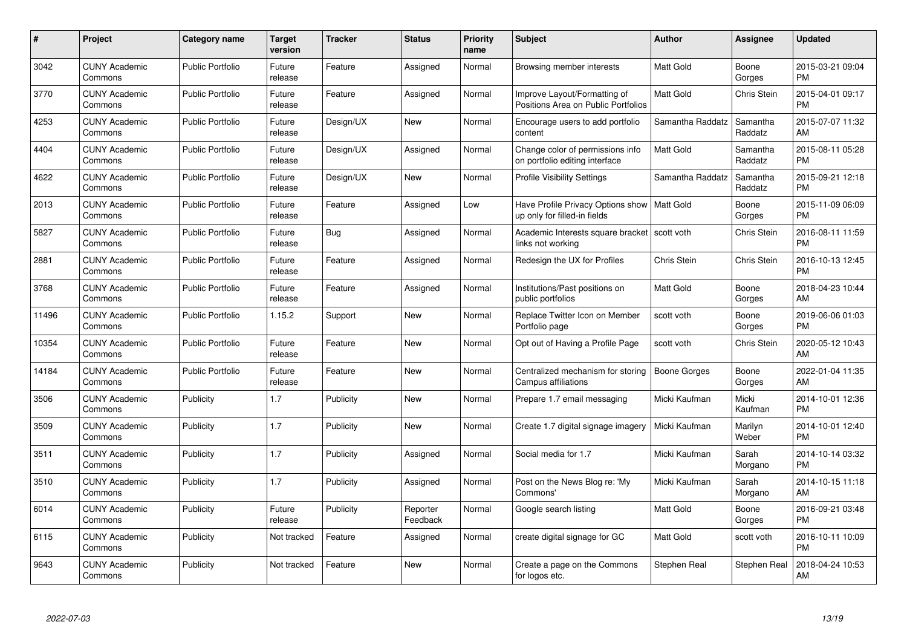| # | Project | Category name | Target version | Tracker | Status | Priority name | Subject | Author | Assignee | Updated |
|---|---|---|---|---|---|---|---|---|---|---|
| 3042 | CUNY Academic Commons | Public Portfolio | Future release | Feature | Assigned | Normal | Browsing member interests | Matt Gold | Boone Gorges | 2015-03-21 09:04 PM |
| 3770 | CUNY Academic Commons | Public Portfolio | Future release | Feature | Assigned | Normal | Improve Layout/Formatting of Positions Area on Public Portfolios | Matt Gold | Chris Stein | 2015-04-01 09:17 PM |
| 4253 | CUNY Academic Commons | Public Portfolio | Future release | Design/UX | New | Normal | Encourage users to add portfolio content | Samantha Raddatz | Samantha Raddatz | 2015-07-07 11:32 AM |
| 4404 | CUNY Academic Commons | Public Portfolio | Future release | Design/UX | Assigned | Normal | Change color of permissions info on portfolio editing interface | Matt Gold | Samantha Raddatz | 2015-08-11 05:28 PM |
| 4622 | CUNY Academic Commons | Public Portfolio | Future release | Design/UX | New | Normal | Profile Visibility Settings | Samantha Raddatz | Samantha Raddatz | 2015-09-21 12:18 PM |
| 2013 | CUNY Academic Commons | Public Portfolio | Future release | Feature | Assigned | Low | Have Profile Privacy Options show up only for filled-in fields | Matt Gold | Boone Gorges | 2015-11-09 06:09 PM |
| 5827 | CUNY Academic Commons | Public Portfolio | Future release | Bug | Assigned | Normal | Academic Interests square bracket links not working | scott voth | Chris Stein | 2016-08-11 11:59 PM |
| 2881 | CUNY Academic Commons | Public Portfolio | Future release | Feature | Assigned | Normal | Redesign the UX for Profiles | Chris Stein | Chris Stein | 2016-10-13 12:45 PM |
| 3768 | CUNY Academic Commons | Public Portfolio | Future release | Feature | Assigned | Normal | Institutions/Past positions on public portfolios | Matt Gold | Boone Gorges | 2018-04-23 10:44 AM |
| 11496 | CUNY Academic Commons | Public Portfolio | 1.15.2 | Support | New | Normal | Replace Twitter Icon on Member Portfolio page | scott voth | Boone Gorges | 2019-06-06 01:03 PM |
| 10354 | CUNY Academic Commons | Public Portfolio | Future release | Feature | New | Normal | Opt out of Having a Profile Page | scott voth | Chris Stein | 2020-05-12 10:43 AM |
| 14184 | CUNY Academic Commons | Public Portfolio | Future release | Feature | New | Normal | Centralized mechanism for storing Campus affiliations | Boone Gorges | Boone Gorges | 2022-01-04 11:35 AM |
| 3506 | CUNY Academic Commons | Publicity | 1.7 | Publicity | New | Normal | Prepare 1.7 email messaging | Micki Kaufman | Micki Kaufman | 2014-10-01 12:36 PM |
| 3509 | CUNY Academic Commons | Publicity | 1.7 | Publicity | New | Normal | Create 1.7 digital signage imagery | Micki Kaufman | Marilyn Weber | 2014-10-01 12:40 PM |
| 3511 | CUNY Academic Commons | Publicity | 1.7 | Publicity | Assigned | Normal | Social media for 1.7 | Micki Kaufman | Sarah Morgano | 2014-10-14 03:32 PM |
| 3510 | CUNY Academic Commons | Publicity | 1.7 | Publicity | Assigned | Normal | Post on the News Blog re: 'My Commons' | Micki Kaufman | Sarah Morgano | 2014-10-15 11:18 AM |
| 6014 | CUNY Academic Commons | Publicity | Future release | Publicity | Reporter Feedback | Normal | Google search listing | Matt Gold | Boone Gorges | 2016-09-21 03:48 PM |
| 6115 | CUNY Academic Commons | Publicity | Not tracked | Feature | Assigned | Normal | create digital signage for GC | Matt Gold | scott voth | 2016-10-11 10:09 PM |
| 9643 | CUNY Academic Commons | Publicity | Not tracked | Feature | New | Normal | Create a page on the Commons for logos etc. | Stephen Real | Stephen Real | 2018-04-24 10:53 AM |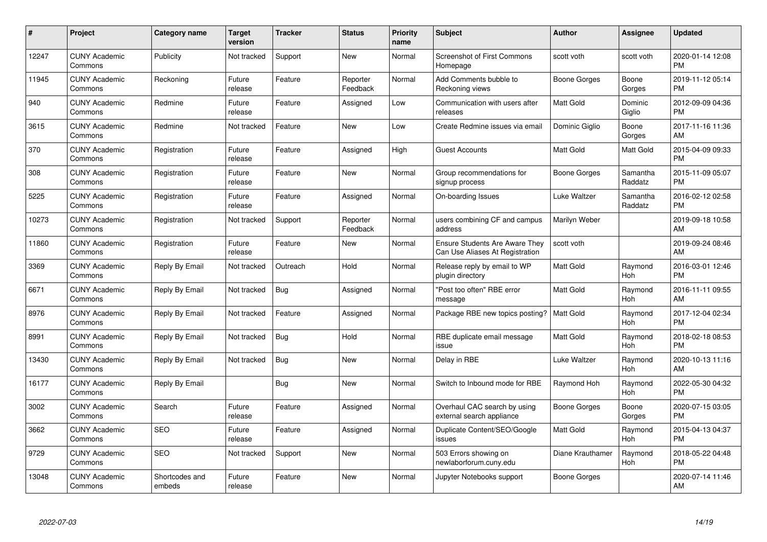| # | Project | Category name | Target version | Tracker | Status | Priority name | Subject | Author | Assignee | Updated |
|---|---|---|---|---|---|---|---|---|---|---|
| 12247 | CUNY Academic Commons | Publicity | Not tracked | Support | New | Normal | Screenshot of First Commons Homepage | scott voth | scott voth | 2020-01-14 12:08 PM |
| 11945 | CUNY Academic Commons | Reckoning | Future release | Feature | Reporter Feedback | Normal | Add Comments bubble to Reckoning views | Boone Gorges | Boone Gorges | 2019-11-12 05:14 PM |
| 940 | CUNY Academic Commons | Redmine | Future release | Feature | Assigned | Low | Communication with users after releases | Matt Gold | Dominic Giglio | 2012-09-09 04:36 PM |
| 3615 | CUNY Academic Commons | Redmine | Not tracked | Feature | New | Low | Create Redmine issues via email | Dominic Giglio | Boone Gorges | 2017-11-16 11:36 AM |
| 370 | CUNY Academic Commons | Registration | Future release | Feature | Assigned | High | Guest Accounts | Matt Gold | Matt Gold | 2015-04-09 09:33 PM |
| 308 | CUNY Academic Commons | Registration | Future release | Feature | New | Normal | Group recommendations for signup process | Boone Gorges | Samantha Raddatz | 2015-11-09 05:07 PM |
| 5225 | CUNY Academic Commons | Registration | Future release | Feature | Assigned | Normal | On-boarding Issues | Luke Waltzer | Samantha Raddatz | 2016-02-12 02:58 PM |
| 10273 | CUNY Academic Commons | Registration | Not tracked | Support | Reporter Feedback | Normal | users combining CF and campus address | Marilyn Weber | | 2019-09-18 10:58 AM |
| 11860 | CUNY Academic Commons | Registration | Future release | Feature | New | Normal | Ensure Students Are Aware They Can Use Aliases At Registration | scott voth | | 2019-09-24 08:46 AM |
| 3369 | CUNY Academic Commons | Reply By Email | Not tracked | Outreach | Hold | Normal | Release reply by email to WP plugin directory | Matt Gold | Raymond Hoh | 2016-03-01 12:46 PM |
| 6671 | CUNY Academic Commons | Reply By Email | Not tracked | Bug | Assigned | Normal | "Post too often" RBE error message | Matt Gold | Raymond Hoh | 2016-11-11 09:55 AM |
| 8976 | CUNY Academic Commons | Reply By Email | Not tracked | Feature | Assigned | Normal | Package RBE new topics posting? | Matt Gold | Raymond Hoh | 2017-12-04 02:34 PM |
| 8991 | CUNY Academic Commons | Reply By Email | Not tracked | Bug | Hold | Normal | RBE duplicate email message issue | Matt Gold | Raymond Hoh | 2018-02-18 08:53 PM |
| 13430 | CUNY Academic Commons | Reply By Email | Not tracked | Bug | New | Normal | Delay in RBE | Luke Waltzer | Raymond Hoh | 2020-10-13 11:16 AM |
| 16177 | CUNY Academic Commons | Reply By Email | | Bug | New | Normal | Switch to Inbound mode for RBE | Raymond Hoh | Raymond Hoh | 2022-05-30 04:32 PM |
| 3002 | CUNY Academic Commons | Search | Future release | Feature | Assigned | Normal | Overhaul CAC search by using external search appliance | Boone Gorges | Boone Gorges | 2020-07-15 03:05 PM |
| 3662 | CUNY Academic Commons | SEO | Future release | Feature | Assigned | Normal | Duplicate Content/SEO/Google issues | Matt Gold | Raymond Hoh | 2015-04-13 04:37 PM |
| 9729 | CUNY Academic Commons | SEO | Not tracked | Support | New | Normal | 503 Errors showing on newlaborforum.cuny.edu | Diane Krauthamer | Raymond Hoh | 2018-05-22 04:48 PM |
| 13048 | CUNY Academic Commons | Shortcodes and embeds | Future release | Feature | New | Normal | Jupyter Notebooks support | Boone Gorges | | 2020-07-14 11:46 AM |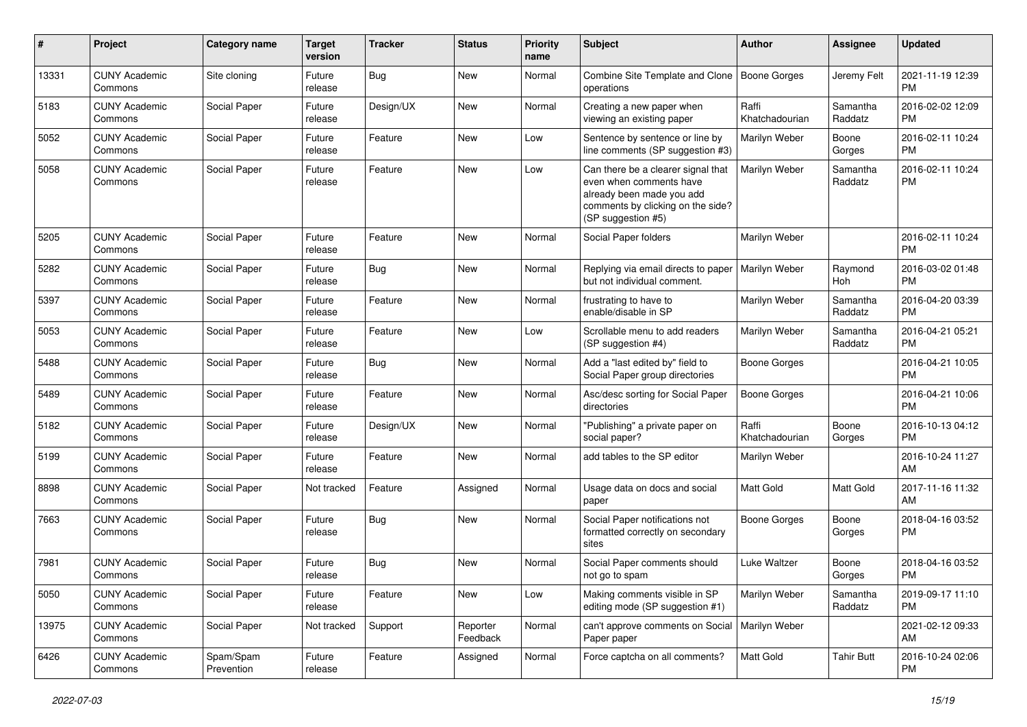| # | Project | Category name | Target version | Tracker | Status | Priority name | Subject | Author | Assignee | Updated |
|---|---|---|---|---|---|---|---|---|---|---|
| 13331 | CUNY Academic Commons | Site cloning | Future release | Bug | New | Normal | Combine Site Template and Clone operations | Boone Gorges | Jeremy Felt | 2021-11-19 12:39 PM |
| 5183 | CUNY Academic Commons | Social Paper | Future release | Design/UX | New | Normal | Creating a new paper when viewing an existing paper | Raffi Khatchadourian | Samantha Raddatz | 2016-02-02 12:09 PM |
| 5052 | CUNY Academic Commons | Social Paper | Future release | Feature | New | Low | Sentence by sentence or line by line comments (SP suggestion #3) | Marilyn Weber | Boone Gorges | 2016-02-11 10:24 PM |
| 5058 | CUNY Academic Commons | Social Paper | Future release | Feature | New | Low | Can there be a clearer signal that even when comments have already been made you add comments by clicking on the side? (SP suggestion #5) | Marilyn Weber | Samantha Raddatz | 2016-02-11 10:24 PM |
| 5205 | CUNY Academic Commons | Social Paper | Future release | Feature | New | Normal | Social Paper folders | Marilyn Weber | | 2016-02-11 10:24 PM |
| 5282 | CUNY Academic Commons | Social Paper | Future release | Bug | New | Normal | Replying via email directs to paper but not individual comment. | Marilyn Weber | Raymond Hoh | 2016-03-02 01:48 PM |
| 5397 | CUNY Academic Commons | Social Paper | Future release | Feature | New | Normal | frustrating to have to enable/disable in SP | Marilyn Weber | Samantha Raddatz | 2016-04-20 03:39 PM |
| 5053 | CUNY Academic Commons | Social Paper | Future release | Feature | New | Low | Scrollable menu to add readers (SP suggestion #4) | Marilyn Weber | Samantha Raddatz | 2016-04-21 05:21 PM |
| 5488 | CUNY Academic Commons | Social Paper | Future release | Bug | New | Normal | Add a "last edited by" field to Social Paper group directories | Boone Gorges | | 2016-04-21 10:05 PM |
| 5489 | CUNY Academic Commons | Social Paper | Future release | Feature | New | Normal | Asc/desc sorting for Social Paper directories | Boone Gorges | | 2016-04-21 10:06 PM |
| 5182 | CUNY Academic Commons | Social Paper | Future release | Design/UX | New | Normal | "Publishing" a private paper on social paper? | Raffi Khatchadourian | Boone Gorges | 2016-10-13 04:12 PM |
| 5199 | CUNY Academic Commons | Social Paper | Future release | Feature | New | Normal | add tables to the SP editor | Marilyn Weber | | 2016-10-24 11:27 AM |
| 8898 | CUNY Academic Commons | Social Paper | Not tracked | Feature | Assigned | Normal | Usage data on docs and social paper | Matt Gold | Matt Gold | 2017-11-16 11:32 AM |
| 7663 | CUNY Academic Commons | Social Paper | Future release | Bug | New | Normal | Social Paper notifications not formatted correctly on secondary sites | Boone Gorges | Boone Gorges | 2018-04-16 03:52 PM |
| 7981 | CUNY Academic Commons | Social Paper | Future release | Bug | New | Normal | Social Paper comments should not go to spam | Luke Waltzer | Boone Gorges | 2018-04-16 03:52 PM |
| 5050 | CUNY Academic Commons | Social Paper | Future release | Feature | New | Low | Making comments visible in SP editing mode (SP suggestion #1) | Marilyn Weber | Samantha Raddatz | 2019-09-17 11:10 PM |
| 13975 | CUNY Academic Commons | Social Paper | Not tracked | Support | Reporter Feedback | Normal | can't approve comments on Social Paper paper | Marilyn Weber | | 2021-02-12 09:33 AM |
| 6426 | CUNY Academic Commons | Spam/Spam Prevention | Future release | Feature | Assigned | Normal | Force captcha on all comments? | Matt Gold | Tahir Butt | 2016-10-24 02:06 PM |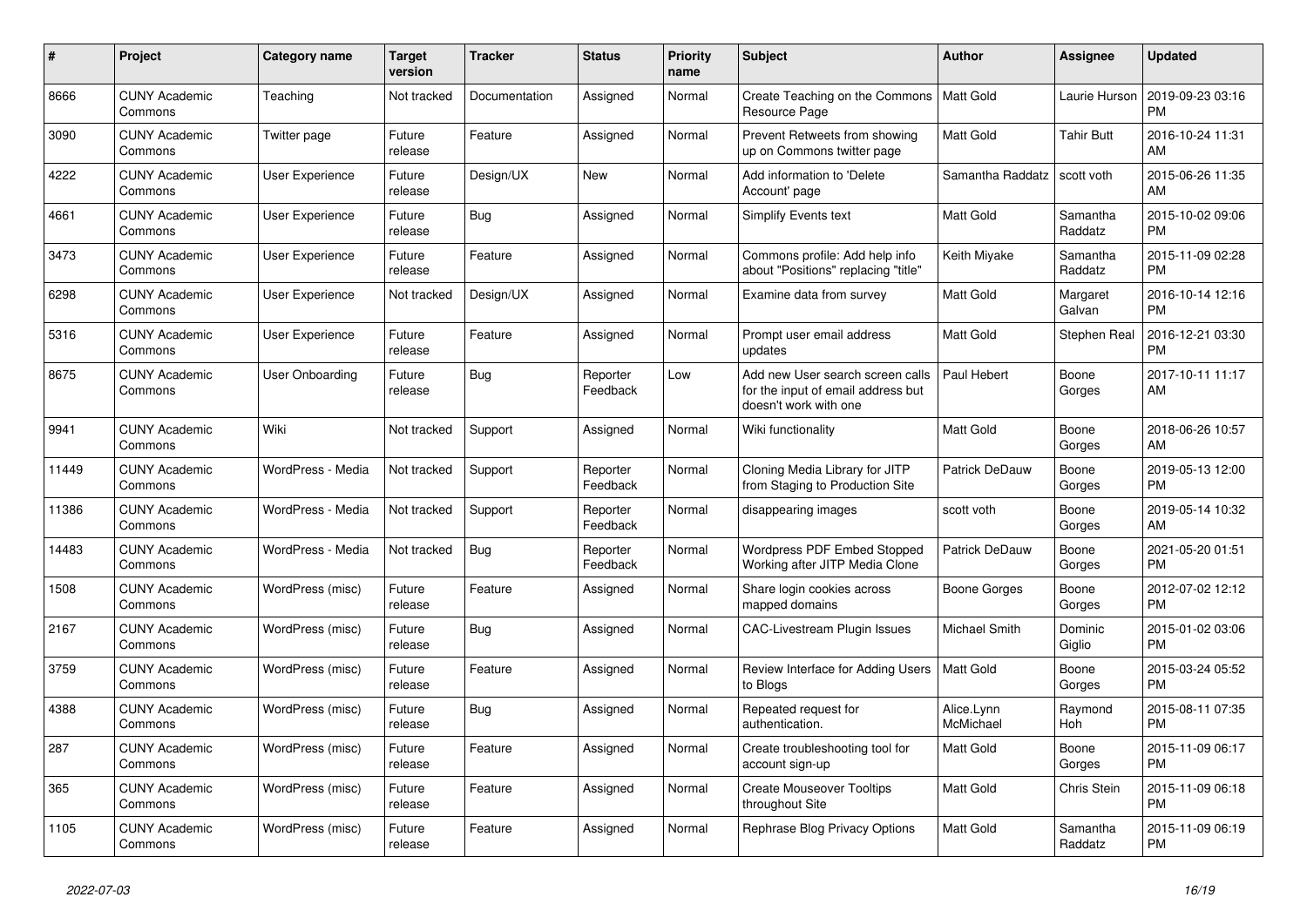| # | Project | Category name | Target version | Tracker | Status | Priority name | Subject | Author | Assignee | Updated |
|---|---|---|---|---|---|---|---|---|---|---|
| 8666 | CUNY Academic Commons | Teaching | Not tracked | Documentation | Assigned | Normal | Create Teaching on the Commons Resource Page | Matt Gold | Laurie Hurson | 2019-09-23 03:16 PM |
| 3090 | CUNY Academic Commons | Twitter page | Future release | Feature | Assigned | Normal | Prevent Retweets from showing up on Commons twitter page | Matt Gold | Tahir Butt | 2016-10-24 11:31 AM |
| 4222 | CUNY Academic Commons | User Experience | Future release | Design/UX | New | Normal | Add information to 'Delete Account' page | Samantha Raddatz | scott voth | 2015-06-26 11:35 AM |
| 4661 | CUNY Academic Commons | User Experience | Future release | Bug | Assigned | Normal | Simplify Events text | Matt Gold | Samantha Raddatz | 2015-10-02 09:06 PM |
| 3473 | CUNY Academic Commons | User Experience | Future release | Feature | Assigned | Normal | Commons profile: Add help info about "Positions" replacing "title" | Keith Miyake | Samantha Raddatz | 2015-11-09 02:28 PM |
| 6298 | CUNY Academic Commons | User Experience | Not tracked | Design/UX | Assigned | Normal | Examine data from survey | Matt Gold | Margaret Galvan | 2016-10-14 12:16 PM |
| 5316 | CUNY Academic Commons | User Experience | Future release | Feature | Assigned | Normal | Prompt user email address updates | Matt Gold | Stephen Real | 2016-12-21 03:30 PM |
| 8675 | CUNY Academic Commons | User Onboarding | Future release | Bug | Reporter Feedback | Low | Add new User search screen calls for the input of email address but doesn't work with one | Paul Hebert | Boone Gorges | 2017-10-11 11:17 AM |
| 9941 | CUNY Academic Commons | Wiki | Not tracked | Support | Assigned | Normal | Wiki functionality | Matt Gold | Boone Gorges | 2018-06-26 10:57 AM |
| 11449 | CUNY Academic Commons | WordPress - Media | Not tracked | Support | Reporter Feedback | Normal | Cloning Media Library for JITP from Staging to Production Site | Patrick DeDauw | Boone Gorges | 2019-05-13 12:00 PM |
| 11386 | CUNY Academic Commons | WordPress - Media | Not tracked | Support | Reporter Feedback | Normal | disappearing images | scott voth | Boone Gorges | 2019-05-14 10:32 AM |
| 14483 | CUNY Academic Commons | WordPress - Media | Not tracked | Bug | Reporter Feedback | Normal | Wordpress PDF Embed Stopped Working after JITP Media Clone | Patrick DeDauw | Boone Gorges | 2021-05-20 01:51 PM |
| 1508 | CUNY Academic Commons | WordPress (misc) | Future release | Feature | Assigned | Normal | Share login cookies across mapped domains | Boone Gorges | Boone Gorges | 2012-07-02 12:12 PM |
| 2167 | CUNY Academic Commons | WordPress (misc) | Future release | Bug | Assigned | Normal | CAC-Livestream Plugin Issues | Michael Smith | Dominic Giglio | 2015-01-02 03:06 PM |
| 3759 | CUNY Academic Commons | WordPress (misc) | Future release | Feature | Assigned | Normal | Review Interface for Adding Users to Blogs | Matt Gold | Boone Gorges | 2015-03-24 05:52 PM |
| 4388 | CUNY Academic Commons | WordPress (misc) | Future release | Bug | Assigned | Normal | Repeated request for authentication. | Alice.Lynn McMichael | Raymond Hoh | 2015-08-11 07:35 PM |
| 287 | CUNY Academic Commons | WordPress (misc) | Future release | Feature | Assigned | Normal | Create troubleshooting tool for account sign-up | Matt Gold | Boone Gorges | 2015-11-09 06:17 PM |
| 365 | CUNY Academic Commons | WordPress (misc) | Future release | Feature | Assigned | Normal | Create Mouseover Tooltips throughout Site | Matt Gold | Chris Stein | 2015-11-09 06:18 PM |
| 1105 | CUNY Academic Commons | WordPress (misc) | Future release | Feature | Assigned | Normal | Rephrase Blog Privacy Options | Matt Gold | Samantha Raddatz | 2015-11-09 06:19 PM |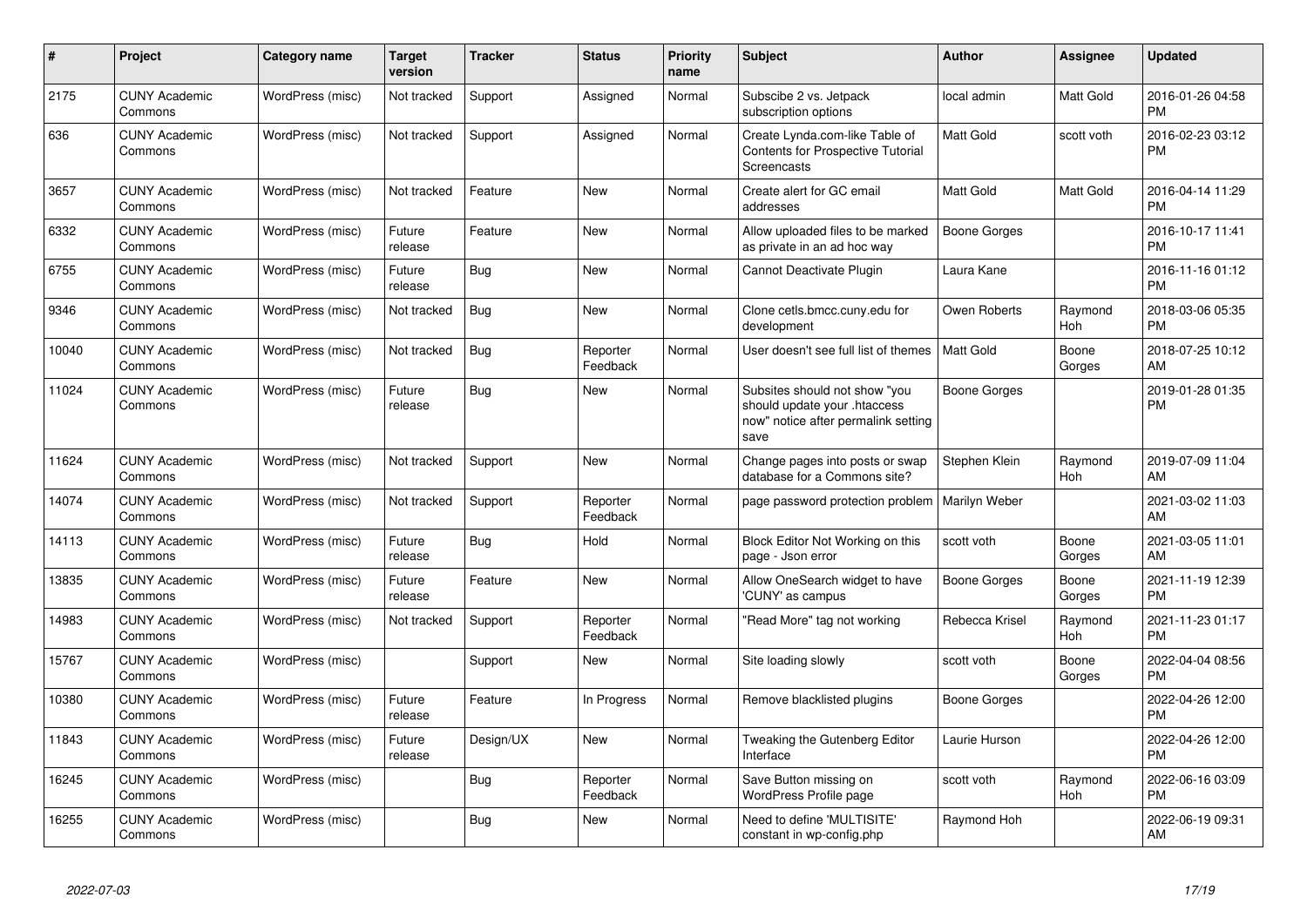| # | Project | Category name | Target version | Tracker | Status | Priority name | Subject | Author | Assignee | Updated |
|---|---|---|---|---|---|---|---|---|---|---|
| 2175 | CUNY Academic Commons | WordPress (misc) | Not tracked | Support | Assigned | Normal | Subscibe 2 vs. Jetpack subscription options | local admin | Matt Gold | 2016-01-26 04:58 PM |
| 636 | CUNY Academic Commons | WordPress (misc) | Not tracked | Support | Assigned | Normal | Create Lynda.com-like Table of Contents for Prospective Tutorial Screencasts | Matt Gold | scott voth | 2016-02-23 03:12 PM |
| 3657 | CUNY Academic Commons | WordPress (misc) | Not tracked | Feature | New | Normal | Create alert for GC email addresses | Matt Gold | Matt Gold | 2016-04-14 11:29 PM |
| 6332 | CUNY Academic Commons | WordPress (misc) | Future release | Feature | New | Normal | Allow uploaded files to be marked as private in an ad hoc way | Boone Gorges | | 2016-10-17 11:41 PM |
| 6755 | CUNY Academic Commons | WordPress (misc) | Future release | Bug | New | Normal | Cannot Deactivate Plugin | Laura Kane | | 2016-11-16 01:12 PM |
| 9346 | CUNY Academic Commons | WordPress (misc) | Not tracked | Bug | New | Normal | Clone cetls.bmcc.cuny.edu for development | Owen Roberts | Raymond Hoh | 2018-03-06 05:35 PM |
| 10040 | CUNY Academic Commons | WordPress (misc) | Not tracked | Bug | Reporter Feedback | Normal | User doesn't see full list of themes | Matt Gold | Boone Gorges | 2018-07-25 10:12 AM |
| 11024 | CUNY Academic Commons | WordPress (misc) | Future release | Bug | New | Normal | Subsites should not show "you should update your .htaccess now" notice after permalink setting save | Boone Gorges | | 2019-01-28 01:35 PM |
| 11624 | CUNY Academic Commons | WordPress (misc) | Not tracked | Support | New | Normal | Change pages into posts or swap database for a Commons site? | Stephen Klein | Raymond Hoh | 2019-07-09 11:04 AM |
| 14074 | CUNY Academic Commons | WordPress (misc) | Not tracked | Support | Reporter Feedback | Normal | page password protection problem | Marilyn Weber | | 2021-03-02 11:03 AM |
| 14113 | CUNY Academic Commons | WordPress (misc) | Future release | Bug | Hold | Normal | Block Editor Not Working on this page - Json error | scott voth | Boone Gorges | 2021-03-05 11:01 AM |
| 13835 | CUNY Academic Commons | WordPress (misc) | Future release | Feature | New | Normal | Allow OneSearch widget to have 'CUNY' as campus | Boone Gorges | Boone Gorges | 2021-11-19 12:39 PM |
| 14983 | CUNY Academic Commons | WordPress (misc) | Not tracked | Support | Reporter Feedback | Normal | "Read More" tag not working | Rebecca Krisel | Raymond Hoh | 2021-11-23 01:17 PM |
| 15767 | CUNY Academic Commons | WordPress (misc) | | Support | New | Normal | Site loading slowly | scott voth | Boone Gorges | 2022-04-04 08:56 PM |
| 10380 | CUNY Academic Commons | WordPress (misc) | Future release | Feature | In Progress | Normal | Remove blacklisted plugins | Boone Gorges | | 2022-04-26 12:00 PM |
| 11843 | CUNY Academic Commons | WordPress (misc) | Future release | Design/UX | New | Normal | Tweaking the Gutenberg Editor Interface | Laurie Hurson | | 2022-04-26 12:00 PM |
| 16245 | CUNY Academic Commons | WordPress (misc) | | Bug | Reporter Feedback | Normal | Save Button missing on WordPress Profile page | scott voth | Raymond Hoh | 2022-06-16 03:09 PM |
| 16255 | CUNY Academic Commons | WordPress (misc) | | Bug | New | Normal | Need to define 'MULTISITE' constant in wp-config.php | Raymond Hoh | | 2022-06-19 09:31 AM |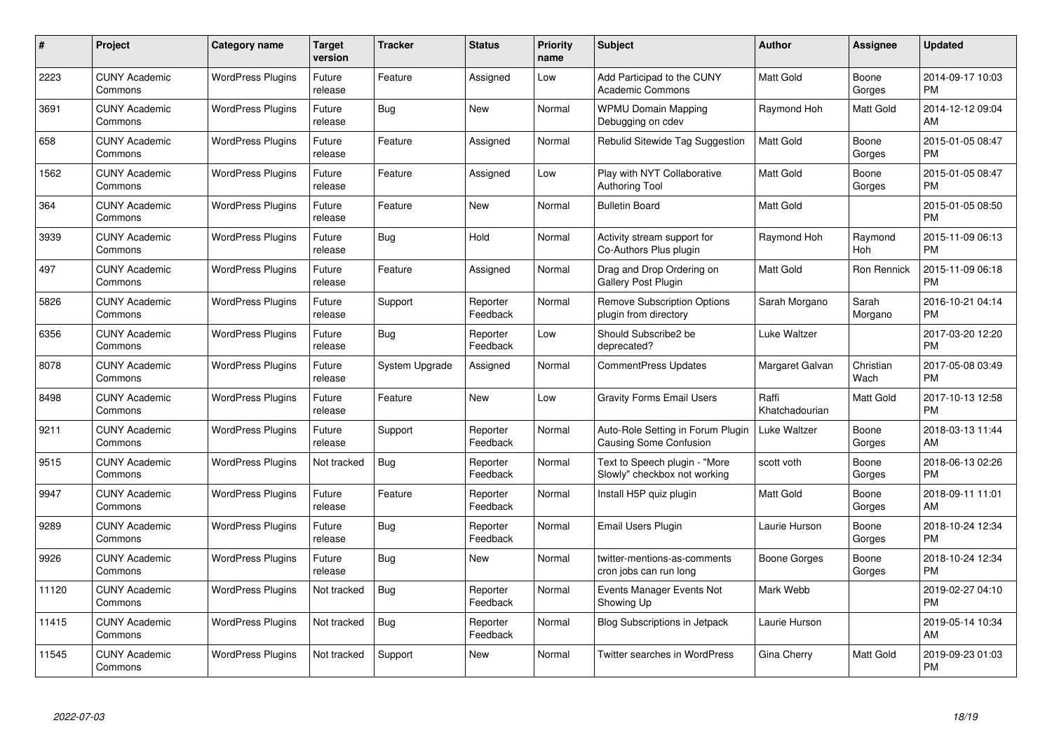| # | Project | Category name | Target version | Tracker | Status | Priority name | Subject | Author | Assignee | Updated |
|---|---|---|---|---|---|---|---|---|---|---|
| 2223 | CUNY Academic Commons | WordPress Plugins | Future release | Feature | Assigned | Low | Add Participad to the CUNY Academic Commons | Matt Gold | Boone Gorges | 2014-09-17 10:03 PM |
| 3691 | CUNY Academic Commons | WordPress Plugins | Future release | Bug | New | Normal | WPMU Domain Mapping Debugging on cdev | Raymond Hoh | Matt Gold | 2014-12-12 09:04 AM |
| 658 | CUNY Academic Commons | WordPress Plugins | Future release | Feature | Assigned | Normal | Rebulid Sitewide Tag Suggestion | Matt Gold | Boone Gorges | 2015-01-05 08:47 PM |
| 1562 | CUNY Academic Commons | WordPress Plugins | Future release | Feature | Assigned | Low | Play with NYT Collaborative Authoring Tool | Matt Gold | Boone Gorges | 2015-01-05 08:47 PM |
| 364 | CUNY Academic Commons | WordPress Plugins | Future release | Feature | New | Normal | Bulletin Board | Matt Gold | | 2015-01-05 08:50 PM |
| 3939 | CUNY Academic Commons | WordPress Plugins | Future release | Bug | Hold | Normal | Activity stream support for Co-Authors Plus plugin | Raymond Hoh | Raymond Hoh | 2015-11-09 06:13 PM |
| 497 | CUNY Academic Commons | WordPress Plugins | Future release | Feature | Assigned | Normal | Drag and Drop Ordering on Gallery Post Plugin | Matt Gold | Ron Rennick | 2015-11-09 06:18 PM |
| 5826 | CUNY Academic Commons | WordPress Plugins | Future release | Support | Reporter Feedback | Normal | Remove Subscription Options plugin from directory | Sarah Morgano | Sarah Morgano | 2016-10-21 04:14 PM |
| 6356 | CUNY Academic Commons | WordPress Plugins | Future release | Bug | Reporter Feedback | Low | Should Subscribe2 be deprecated? | Luke Waltzer | | 2017-03-20 12:20 PM |
| 8078 | CUNY Academic Commons | WordPress Plugins | Future release | System Upgrade | Assigned | Normal | CommentPress Updates | Margaret Galvan | Christian Wach | 2017-05-08 03:49 PM |
| 8498 | CUNY Academic Commons | WordPress Plugins | Future release | Feature | New | Low | Gravity Forms Email Users | Raffi Khatchadourian | Matt Gold | 2017-10-13 12:58 PM |
| 9211 | CUNY Academic Commons | WordPress Plugins | Future release | Support | Reporter Feedback | Normal | Auto-Role Setting in Forum Plugin Causing Some Confusion | Luke Waltzer | Boone Gorges | 2018-03-13 11:44 AM |
| 9515 | CUNY Academic Commons | WordPress Plugins | Not tracked | Bug | Reporter Feedback | Normal | Text to Speech plugin - "More Slowly" checkbox not working | scott voth | Boone Gorges | 2018-06-13 02:26 PM |
| 9947 | CUNY Academic Commons | WordPress Plugins | Future release | Feature | Reporter Feedback | Normal | Install H5P quiz plugin | Matt Gold | Boone Gorges | 2018-09-11 11:01 AM |
| 9289 | CUNY Academic Commons | WordPress Plugins | Future release | Bug | Reporter Feedback | Normal | Email Users Plugin | Laurie Hurson | Boone Gorges | 2018-10-24 12:34 PM |
| 9926 | CUNY Academic Commons | WordPress Plugins | Future release | Bug | New | Normal | twitter-mentions-as-comments cron jobs can run long | Boone Gorges | Boone Gorges | 2018-10-24 12:34 PM |
| 11120 | CUNY Academic Commons | WordPress Plugins | Not tracked | Bug | Reporter Feedback | Normal | Events Manager Events Not Showing Up | Mark Webb | | 2019-02-27 04:10 PM |
| 11415 | CUNY Academic Commons | WordPress Plugins | Not tracked | Bug | Reporter Feedback | Normal | Blog Subscriptions in Jetpack | Laurie Hurson | | 2019-05-14 10:34 AM |
| 11545 | CUNY Academic Commons | WordPress Plugins | Not tracked | Support | New | Normal | Twitter searches in WordPress | Gina Cherry | Matt Gold | 2019-09-23 01:03 PM |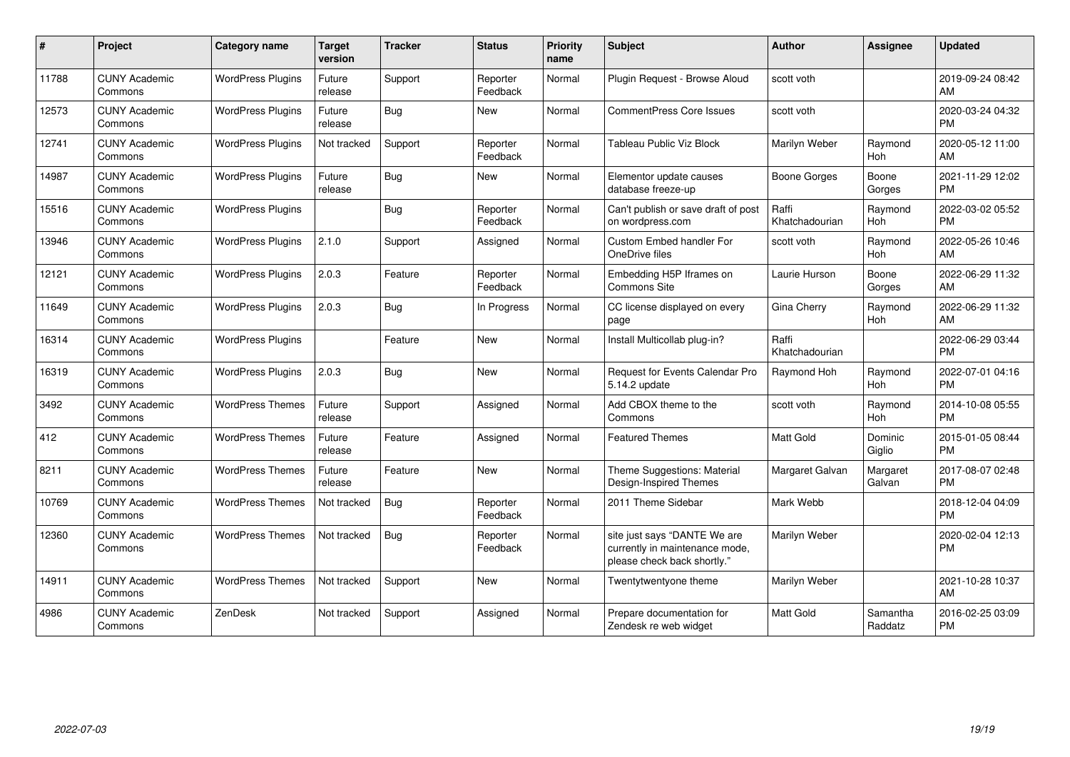| # | Project | Category name | Target version | Tracker | Status | Priority name | Subject | Author | Assignee | Updated |
|---|---|---|---|---|---|---|---|---|---|---|
| 11788 | CUNY Academic Commons | WordPress Plugins | Future release | Support | Reporter Feedback | Normal | Plugin Request - Browse Aloud | scott voth | | 2019-09-24 08:42 AM |
| 12573 | CUNY Academic Commons | WordPress Plugins | Future release | Bug | New | Normal | CommentPress Core Issues | scott voth | | 2020-03-24 04:32 PM |
| 12741 | CUNY Academic Commons | WordPress Plugins | Not tracked | Support | Reporter Feedback | Normal | Tableau Public Viz Block | Marilyn Weber | Raymond Hoh | 2020-05-12 11:00 AM |
| 14987 | CUNY Academic Commons | WordPress Plugins | Future release | Bug | New | Normal | Elementor update causes database freeze-up | Boone Gorges | Boone Gorges | 2021-11-29 12:02 PM |
| 15516 | CUNY Academic Commons | WordPress Plugins | | Bug | Reporter Feedback | Normal | Can't publish or save draft of post on wordpress.com | Raffi Khatchadourian | Raymond Hoh | 2022-03-02 05:52 PM |
| 13946 | CUNY Academic Commons | WordPress Plugins | 2.1.0 | Support | Assigned | Normal | Custom Embed handler For OneDrive files | scott voth | Raymond Hoh | 2022-05-26 10:46 AM |
| 12121 | CUNY Academic Commons | WordPress Plugins | 2.0.3 | Feature | Reporter Feedback | Normal | Embedding H5P Iframes on Commons Site | Laurie Hurson | Boone Gorges | 2022-06-29 11:32 AM |
| 11649 | CUNY Academic Commons | WordPress Plugins | 2.0.3 | Bug | In Progress | Normal | CC license displayed on every page | Gina Cherry | Raymond Hoh | 2022-06-29 11:32 AM |
| 16314 | CUNY Academic Commons | WordPress Plugins | | Feature | New | Normal | Install Multicollab plug-in? | Raffi Khatchadourian | | 2022-06-29 03:44 PM |
| 16319 | CUNY Academic Commons | WordPress Plugins | 2.0.3 | Bug | New | Normal | Request for Events Calendar Pro 5.14.2 update | Raymond Hoh | Raymond Hoh | 2022-07-01 04:16 PM |
| 3492 | CUNY Academic Commons | WordPress Themes | Future release | Support | Assigned | Normal | Add CBOX theme to the Commons | scott voth | Raymond Hoh | 2014-10-08 05:55 PM |
| 412 | CUNY Academic Commons | WordPress Themes | Future release | Feature | Assigned | Normal | Featured Themes | Matt Gold | Dominic Giglio | 2015-01-05 08:44 PM |
| 8211 | CUNY Academic Commons | WordPress Themes | Future release | Feature | New | Normal | Theme Suggestions: Material Design-Inspired Themes | Margaret Galvan | Margaret Galvan | 2017-08-07 02:48 PM |
| 10769 | CUNY Academic Commons | WordPress Themes | Not tracked | Bug | Reporter Feedback | Normal | 2011 Theme Sidebar | Mark Webb | | 2018-12-04 04:09 PM |
| 12360 | CUNY Academic Commons | WordPress Themes | Not tracked | Bug | Reporter Feedback | Normal | site just says "DANTE We are currently in maintenance mode, please check back shortly." | Marilyn Weber | | 2020-02-04 12:13 PM |
| 14911 | CUNY Academic Commons | WordPress Themes | Not tracked | Support | New | Normal | Twentytwentyone theme | Marilyn Weber | | 2021-10-28 10:37 AM |
| 4986 | CUNY Academic Commons | ZenDesk | Not tracked | Support | Assigned | Normal | Prepare documentation for Zendesk re web widget | Matt Gold | Samantha Raddatz | 2016-02-25 03:09 PM |